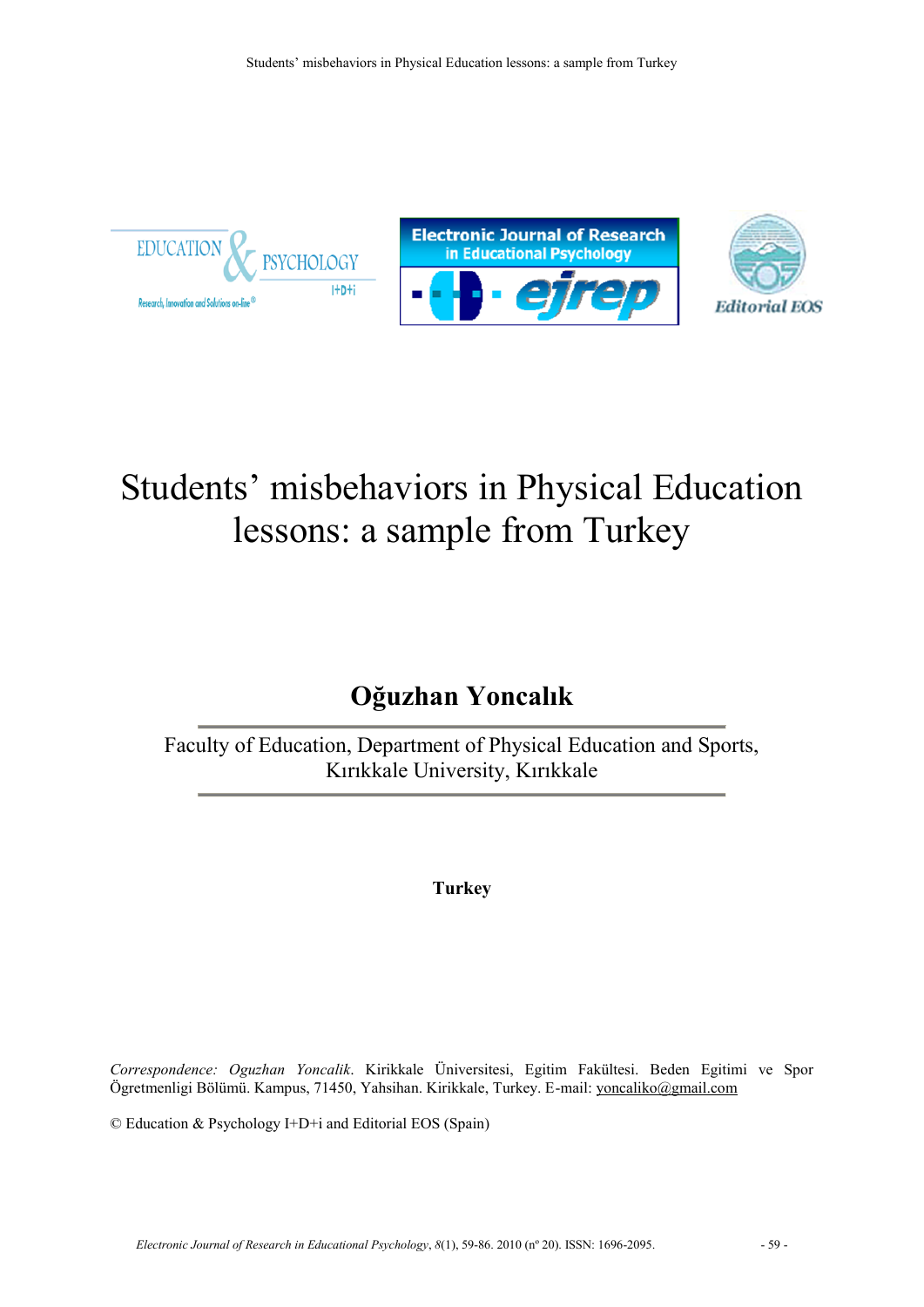# Students' misbehaviors in Physical Education lessons: a sample from Turkey

## Oğuzhan Yoncalık

Faculty of Education, Department of Physical Education and Sports, Kırıkkale University, Kırıkkale

**Turkey**

*Correspondence: Oguzhan Yoncalik*. Kirikkale Üniversitesi, Egitim Fakültesi. Beden Egitimi ve Spor Ögretmenligi Bölümü. Kampus, 71450, Yahsihan. Kirikkale, Turkey. E-mail: yoncaliko@gmail.com

© Education & Psychology I+D+i and Editorial EOS (Spain)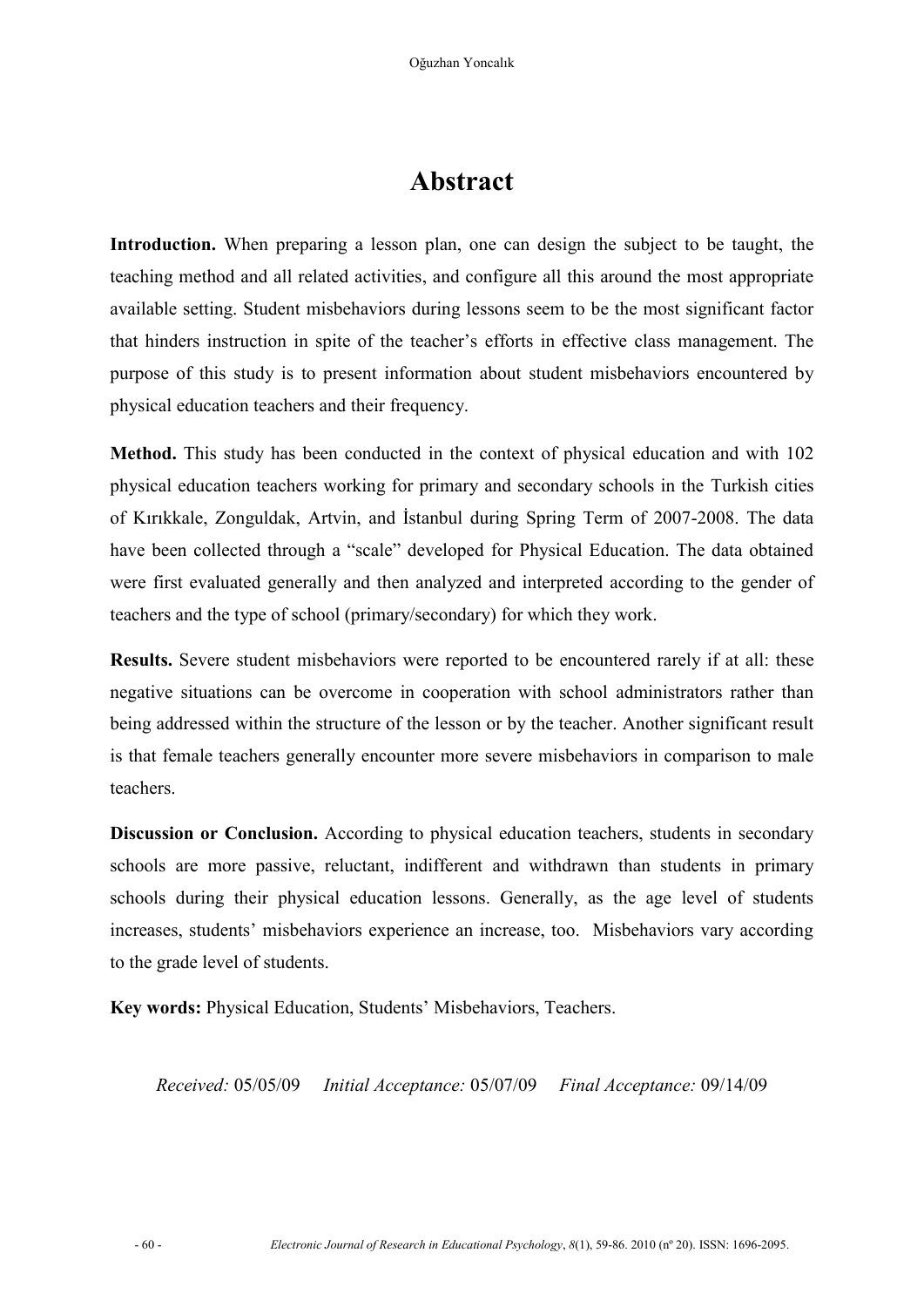# Abstract

**Introduction.** When preparing a lesson plan, one can design the subject to be taught, the teaching method and all related activities, and configure all this around the most appropriate available setting. Student misbehaviors during lessons seem to be the most significant factor that hinders instruction in spite of the teacher's efforts in effective class management. The purpose of this study is to present information about student misbehaviors encountered by physical education teachers and their frequency.

**Method.** This study has been conducted in the context of physical education and with 102 physical education teachers working for primary and secondary schools in the Turkish cities of Kırıkkale, Zonguldak, Artvin, and İstanbul during Spring Term of 2007-2008. The data have been collected through a "scale" developed for Physical Education. The data obtained were first evaluated generally and then analyzed and interpreted according to the gender of teachers and the type of school (primary/secondary) for which they work.

**Results.** Severe student misbehaviors were reported to be encountered rarely if at all: these negative situations can be overcome in cooperation with school administrators rather than being addressed within the structure of the lesson or by the teacher. Another significant result is that female teachers generally encounter more severe misbehaviors in comparison to male teachers.

**Discussion or Conclusion.** According to physical education teachers, students in secondary schools are more passive, reluctant, indifferent and withdrawn than students in primary schools during their physical education lessons. Generally, as the age level of students increases, students' misbehaviors experience an increase, too. Misbehaviors vary according to the grade level of students.

**Key words:** Physical Education, Students' Misbehaviors, Teachers.

*Received:* 05/05/09 *Initial Acceptance:* 05/07/09 *Final Acceptance:* 09/14/09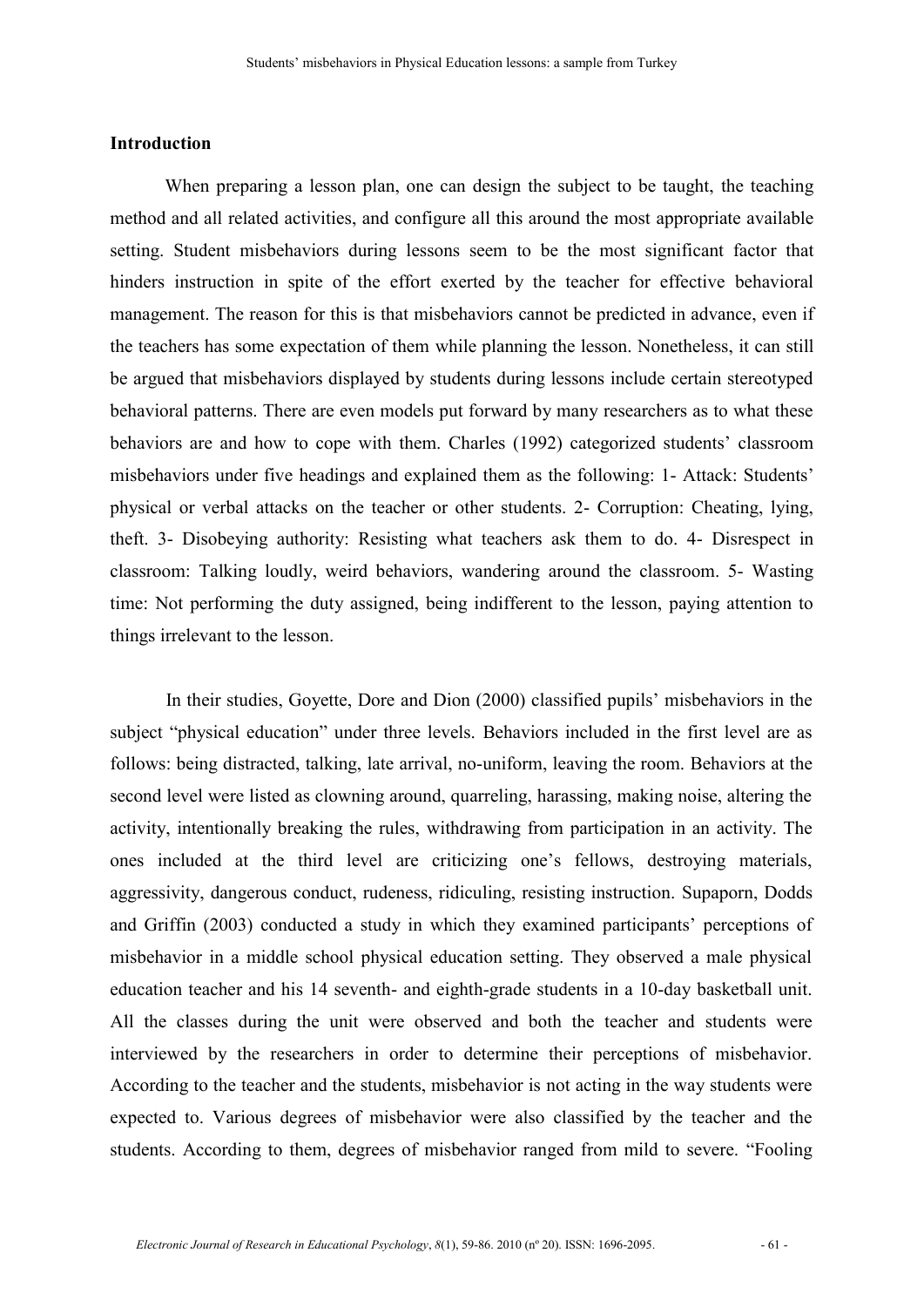## Introduction

When preparing a lesson plan, one can design the subject to be taught, the teaching method and all related activities, and configure all this around the most appropriate available setting. Student misbehaviors during lessons seem to be the most significant factor that hinders instruction in spite of the effort exerted by the teacher for effective behavioral management. The reason for this is that misbehaviors cannot be predicted in advance, even if the teachers has some expectation of them while planning the lesson. Nonetheless, it can still be argued that misbehaviors displayed by students during lessons include certain stereotyped behavioral patterns. There are even models put forward by many researchers as to what these behaviors are and how to cope with them. Charles (1992) categorized students' classroom misbehaviors under five headings and explained them as the following: 1- Attack: Students' physical or verbal attacks on the teacher or other students. 2- Corruption: Cheating, lying, theft. 3- Disobeying authority: Resisting what teachers ask them to do. 4- Disrespect in classroom: Talking loudly, weird behaviors, wandering around the classroom. 5- Wasting time: Not performing the duty assigned, being indifferent to the lesson, paying attention to things irrelevant to the lesson.

In their studies, Goyette, Dore and Dion (2000) classified pupils' misbehaviors in the subject "physical education" under three levels. Behaviors included in the first level are as follows: being distracted, talking, late arrival, no-uniform, leaving the room. Behaviors at the second level were listed as clowning around, quarreling, harassing, making noise, altering the activity, intentionally breaking the rules, withdrawing from participation in an activity. The ones included at the third level are criticizing one's fellows, destroying materials, aggressivity, dangerous conduct, rudeness, ridiculing, resisting instruction. Supaporn, Dodds and Griffin (2003) conducted a study in which they examined participants' perceptions of misbehavior in a middle school physical education setting. They observed a male physical education teacher and his 14 seventh- and eighth-grade students in a 10-day basketball unit. All the classes during the unit were observed and both the teacher and students were interviewed by the researchers in order to determine their perceptions of misbehavior. According to the teacher and the students, misbehavior is not acting in the way students were expected to. Various degrees of misbehavior were also classified by the teacher and the students. According to them, degrees of misbehavior ranged from mild to severe. "Fooling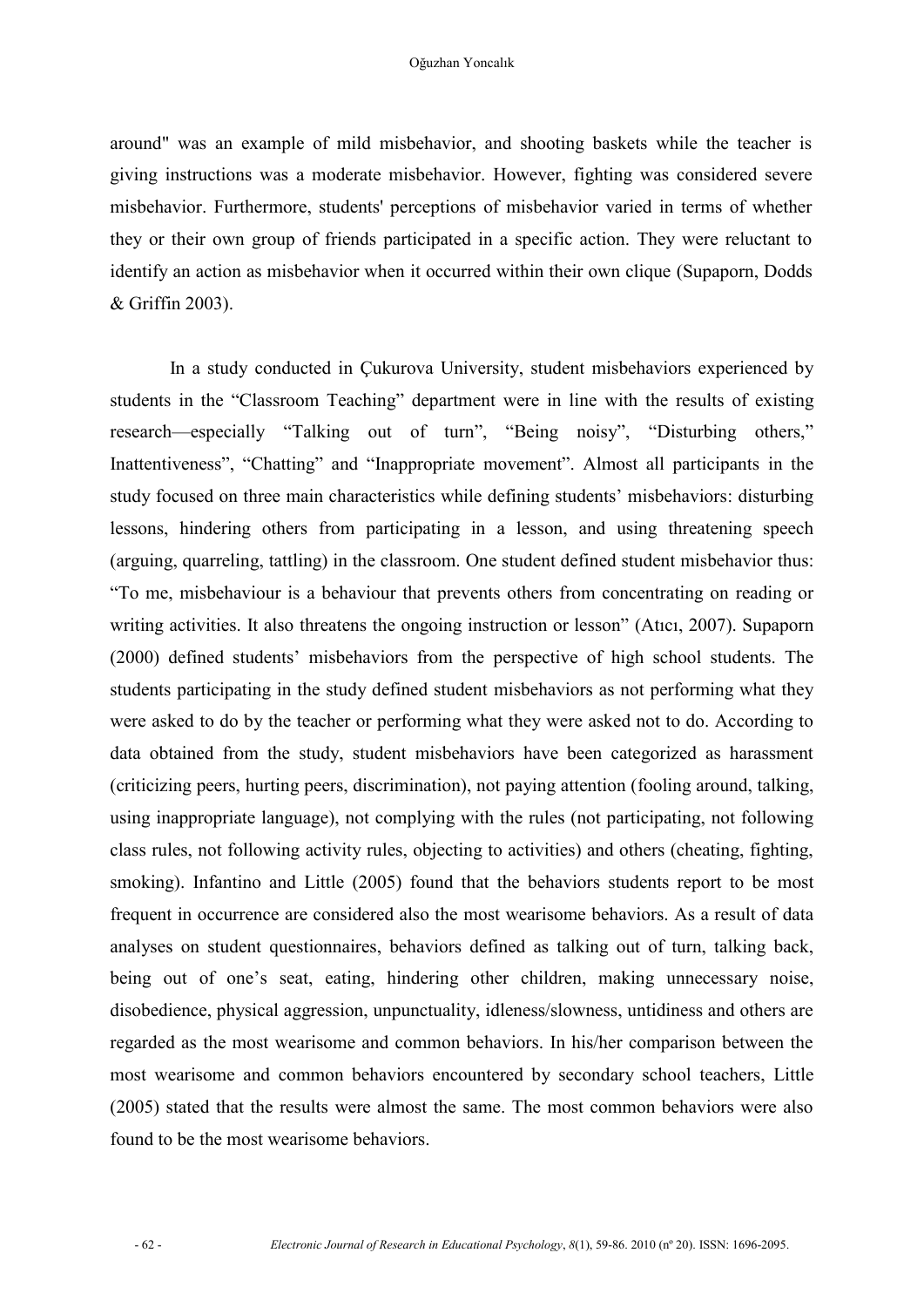around" was an example of mild misbehavior, and shooting baskets while the teacher is giving instructions was a moderate misbehavior. However, fighting was considered severe misbehavior. Furthermore, students' perceptions of misbehavior varied in terms of whether they or their own group of friends participated in a specific action. They were reluctant to identify an action as misbehavior when it occurred within their own clique (Supaporn, Dodds & Griffin 2003).

In a study conducted in Çukurova University, student misbehaviors experienced by students in the "Classroom Teaching" department were in line with the results of existing research—especially "Talking out of turn", "Being noisy", "Disturbing others," Inattentiveness", "Chatting" and "Inappropriate movement". Almost all participants in the study focused on three main characteristics while defining students' misbehaviors: disturbing lessons, hindering others from participating in a lesson, and using threatening speech (arguing, quarreling, tattling) in the classroom. One student defined student misbehavior thus: "To me, misbehaviour is a behaviour that prevents others from concentrating on reading or writing activities. It also threatens the ongoing instruction or lesson" (Atıcı, 2007). Supaporn (2000) defined students' misbehaviors from the perspective of high school students. The students participating in the study defined student misbehaviors as not performing what they were asked to do by the teacher or performing what they were asked not to do. According to data obtained from the study, student misbehaviors have been categorized as harassment (criticizing peers, hurting peers, discrimination), not paying attention (fooling around, talking, using inappropriate language), not complying with the rules (not participating, not following class rules, not following activity rules, objecting to activities) and others (cheating, fighting, smoking). Infantino and Little (2005) found that the behaviors students report to be most frequent in occurrence are considered also the most wearisome behaviors. As a result of data analyses on student questionnaires, behaviors defined as talking out of turn, talking back, being out of one's seat, eating, hindering other children, making unnecessary noise, disobedience, physical aggression, unpunctuality, idleness/slowness, untidiness and others are regarded as the most wearisome and common behaviors. In his/her comparison between the most wearisome and common behaviors encountered by secondary school teachers, Little (2005) stated that the results were almost the same. The most common behaviors were also found to be the most wearisome behaviors.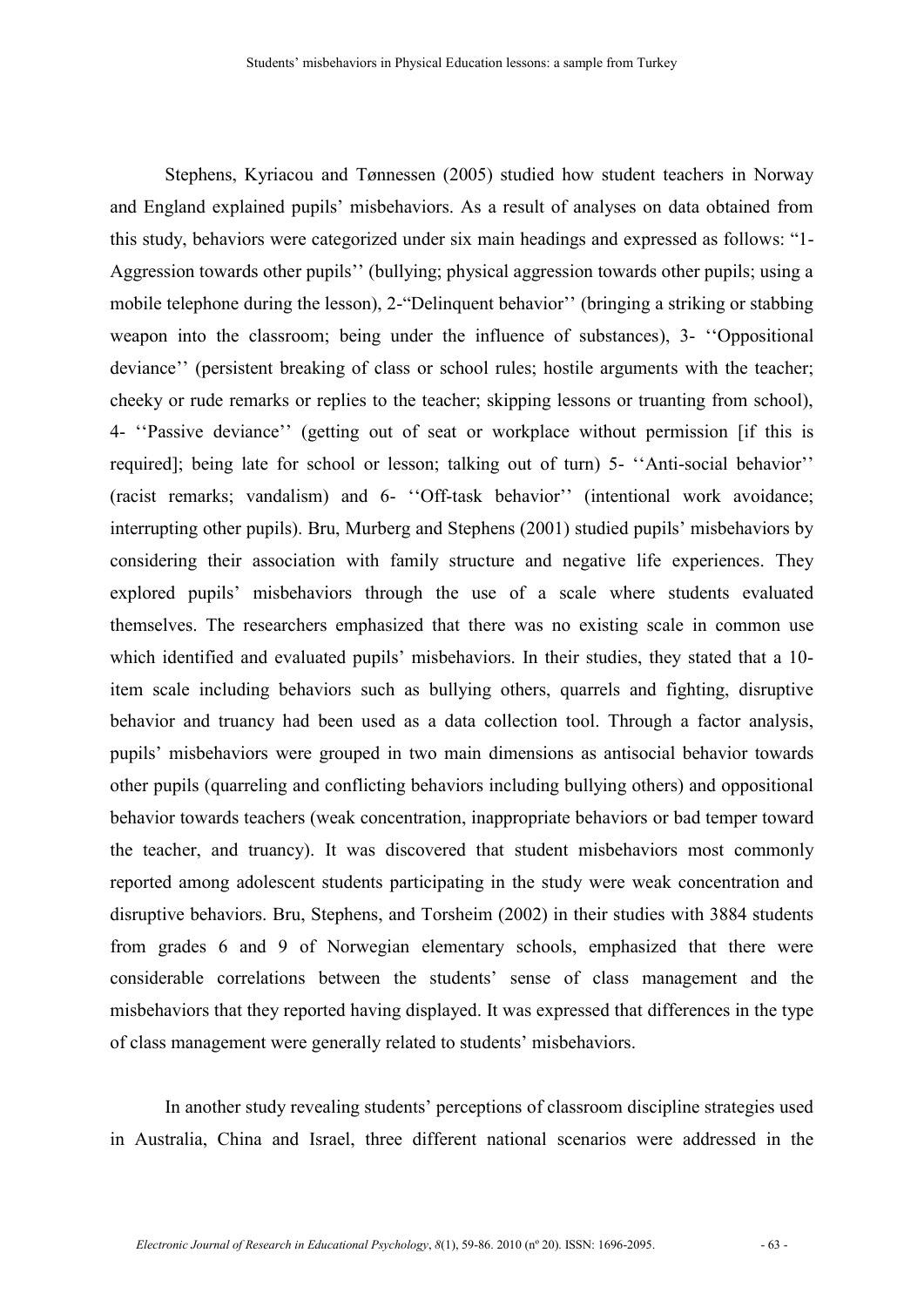Stephens, Kyriacou and Tønnessen (2005) studied how student teachers in Norway and England explained pupils' misbehaviors. As a result of analyses on data obtained from this study, behaviors were categorized under six main headings and expressed as follows: "1- Aggression towards other pupils'' (bullying; physical aggression towards other pupils; using a mobile telephone during the lesson), 2-"Delinquent behavior'' (bringing a striking or stabbing weapon into the classroom; being under the influence of substances), 3- ''Oppositional deviance'' (persistent breaking of class or school rules; hostile arguments with the teacher; cheeky or rude remarks or replies to the teacher; skipping lessons or truanting from school), 4- ''Passive deviance'' (getting out of seat or workplace without permission [if this is required]; being late for school or lesson; talking out of turn) 5- ''Anti-social behavior'' (racist remarks; vandalism) and 6- ''Off-task behavior'' (intentional work avoidance; interrupting other pupils). Bru, Murberg and Stephens (2001) studied pupils' misbehaviors by considering their association with family structure and negative life experiences. They explored pupils' misbehaviors through the use of a scale where students evaluated themselves. The researchers emphasized that there was no existing scale in common use which identified and evaluated pupils' misbehaviors. In their studies, they stated that a 10-item scale including behaviors such as bullying others, quarrels and fighting, disruptive behavior and truancy had been used as a data collection tool. Through a factor analysis, pupils' misbehaviors were grouped in two main dimensions as antisocial behavior towards other pupils (quarreling and conflicting behaviors including bullying others) and oppositional behavior towards teachers (weak concentration, inappropriate behaviors or bad temper toward the teacher, and truancy). It was discovered that student misbehaviors most commonly reported among adolescent students participating in the study were weak concentration and disruptive behaviors. Bru, Stephens, and Torsheim (2002) in their studies with 3884 students from grades 6 and 9 of Norwegian elementary schools, emphasized that there were considerable correlations between the students' sense of class management and the misbehaviors that they reported having displayed. It was expressed that differences in the type of class management were generally related to students' misbehaviors.

In another study revealing students' perceptions of classroom discipline strategies used in Australia, China and Israel, three different national scenarios were addressed in the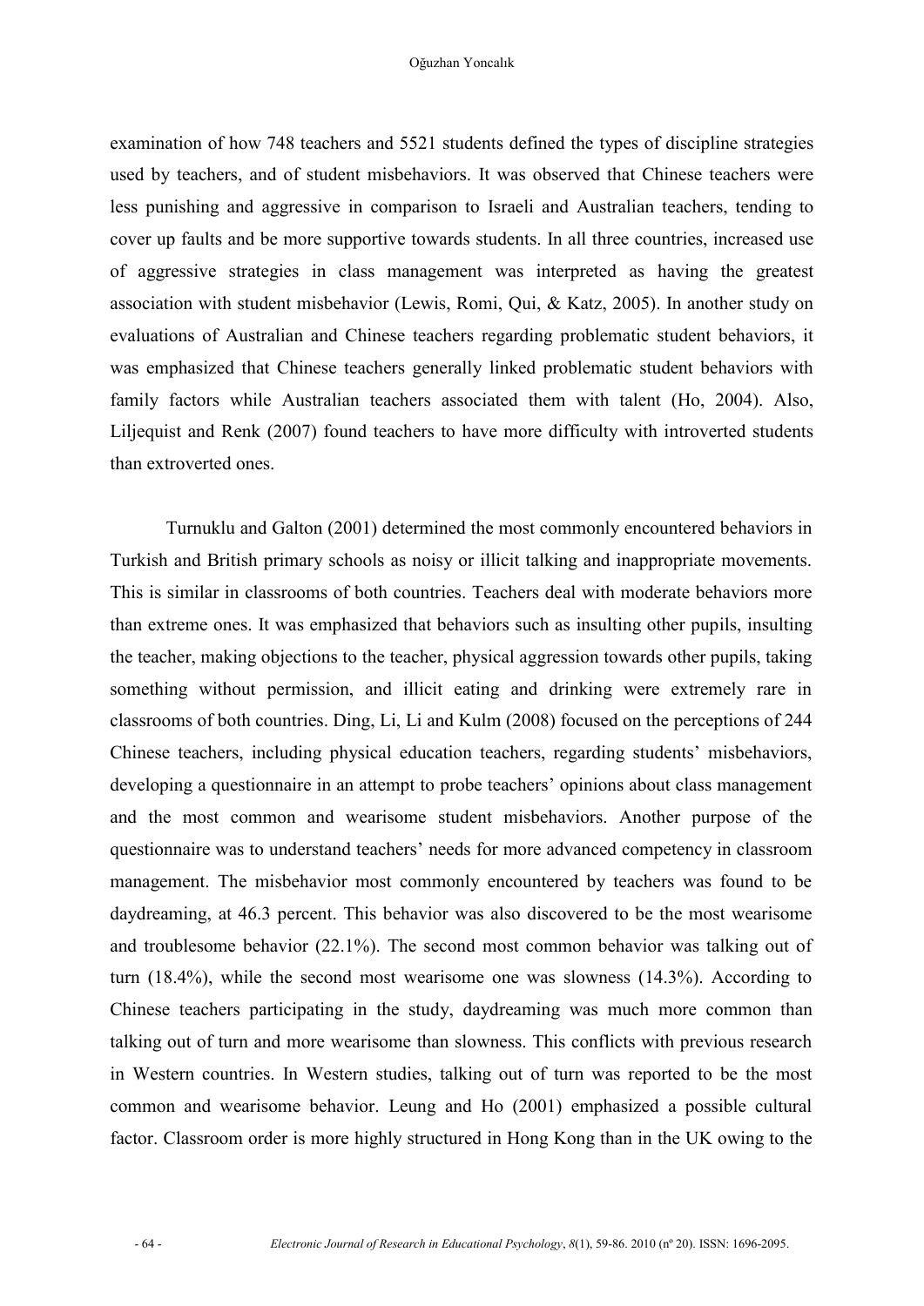examination of how 748 teachers and 5521 students defined the types of discipline strategies used by teachers, and of student misbehaviors. It was observed that Chinese teachers were less punishing and aggressive in comparison to Israeli and Australian teachers, tending to cover up faults and be more supportive towards students. In all three countries, increased use of aggressive strategies in class management was interpreted as having the greatest association with student misbehavior (Lewis, Romi, Qui, & Katz, 2005). In another study on evaluations of Australian and Chinese teachers regarding problematic student behaviors, it was emphasized that Chinese teachers generally linked problematic student behaviors with family factors while Australian teachers associated them with talent (Ho, 2004). Also, Liljequist and Renk (2007) found teachers to have more difficulty with introverted students than extroverted ones.

Turnuklu and Galton (2001) determined the most commonly encountered behaviors in Turkish and British primary schools as noisy or illicit talking and inappropriate movements. This is similar in classrooms of both countries. Teachers deal with moderate behaviors more than extreme ones. It was emphasized that behaviors such as insulting other pupils, insulting the teacher, making objections to the teacher, physical aggression towards other pupils, taking something without permission, and illicit eating and drinking were extremely rare in classrooms of both countries. Ding, Li, Li and Kulm (2008) focused on the perceptions of 244 Chinese teachers, including physical education teachers, regarding students' misbehaviors, developing a questionnaire in an attempt to probe teachers' opinions about class management and the most common and wearisome student misbehaviors. Another purpose of the questionnaire was to understand teachers' needs for more advanced competency in classroom management. The misbehavior most commonly encountered by teachers was found to be daydreaming, at 46.3 percent. This behavior was also discovered to be the most wearisome and troublesome behavior (22.1%). The second most common behavior was talking out of turn (18.4%), while the second most wearisome one was slowness (14.3%). According to Chinese teachers participating in the study, daydreaming was much more common than talking out of turn and more wearisome than slowness. This conflicts with previous research in Western countries. In Western studies, talking out of turn was reported to be the most common and wearisome behavior. Leung and Ho (2001) emphasized a possible cultural factor. Classroom order is more highly structured in Hong Kong than in the UK owing to the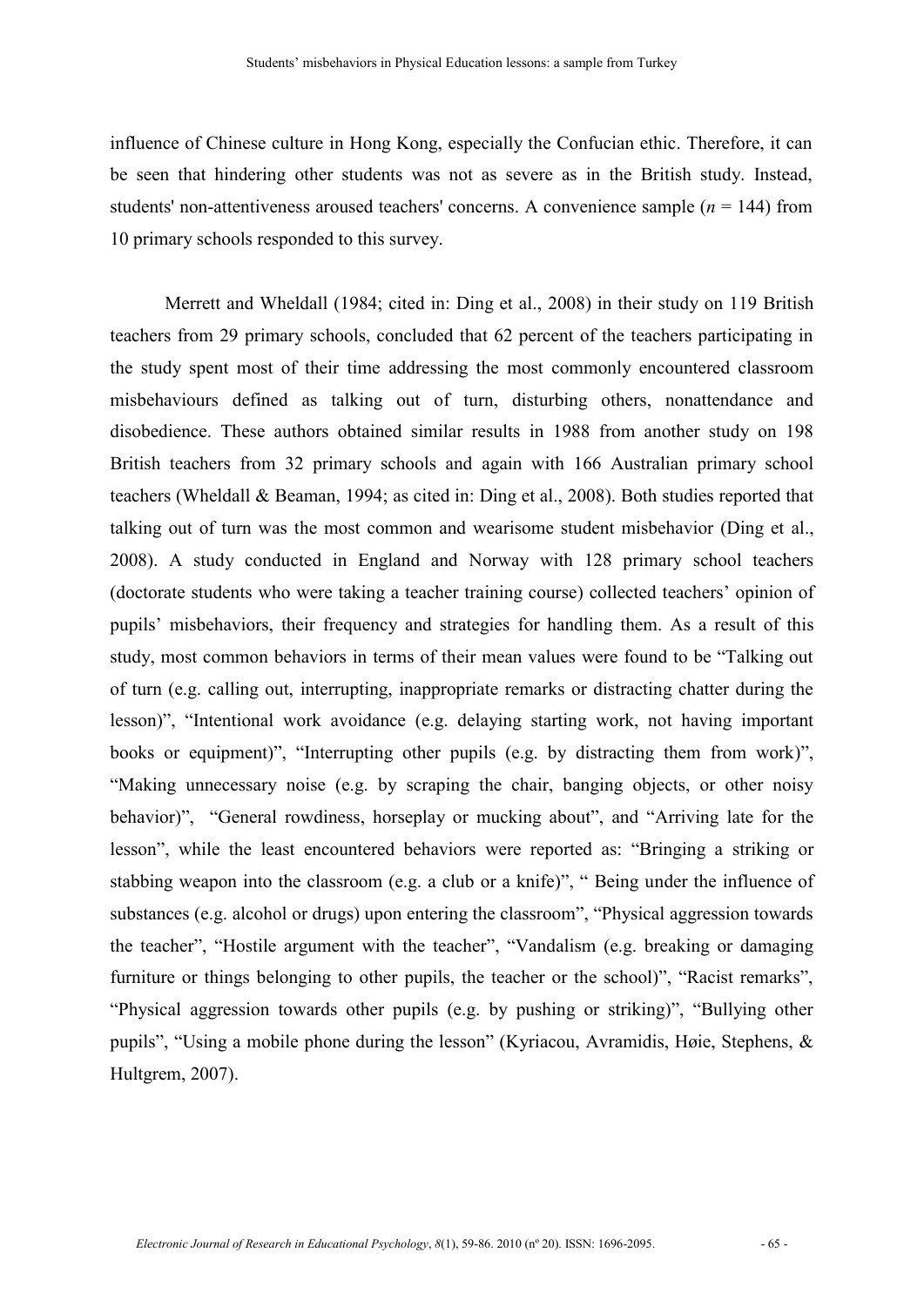influence of Chinese culture in Hong Kong, especially the Confucian ethic. Therefore, it can be seen that hindering other students was not as severe as in the British study. Instead, students' non-attentiveness aroused teachers' concerns. A convenience sample ($n$ = 144) from 10 primary schools responded to this survey.

Merrett and Wheldall (1984; cited in: Ding et al., 2008) in their study on 119 British teachers from 29 primary schools, concluded that 62 percent of the teachers participating in the study spent most of their time addressing the most commonly encountered classroom misbehaviours defined as talking out of turn, disturbing others, nonattendance and disobedience. These authors obtained similar results in 1988 from another study on 198 British teachers from 32 primary schools and again with 166 Australian primary school teachers (Wheldall & Beaman, 1994; as cited in: Ding et al., 2008). Both studies reported that talking out of turn was the most common and wearisome student misbehavior (Ding et al., 2008). A study conducted in England and Norway with 128 primary school teachers (doctorate students who were taking a teacher training course) collected teachers' opinion of pupils' misbehaviors, their frequency and strategies for handling them. As a result of this study, most common behaviors in terms of their mean values were found to be "Talking out of turn (e.g. calling out, interrupting, inappropriate remarks or distracting chatter during the lesson)", "Intentional work avoidance (e.g. delaying starting work, not having important books or equipment)", "Interrupting other pupils (e.g. by distracting them from work)", "Making unnecessary noise (e.g. by scraping the chair, banging objects, or other noisy behavior)", "General rowdiness, horseplay or mucking about", and "Arriving late for the lesson", while the least encountered behaviors were reported as: "Bringing a striking or stabbing weapon into the classroom (e.g. a club or a knife)", " Being under the influence of substances (e.g. alcohol or drugs) upon entering the classroom", "Physical aggression towards the teacher", "Hostile argument with the teacher", "Vandalism (e.g. breaking or damaging furniture or things belonging to other pupils, the teacher or the school)", "Racist remarks", "Physical aggression towards other pupils (e.g. by pushing or striking)", "Bullying other pupils", "Using a mobile phone during the lesson" (Kyriacou, Avramidis, Høie, Stephens, & Hultgrem, 2007).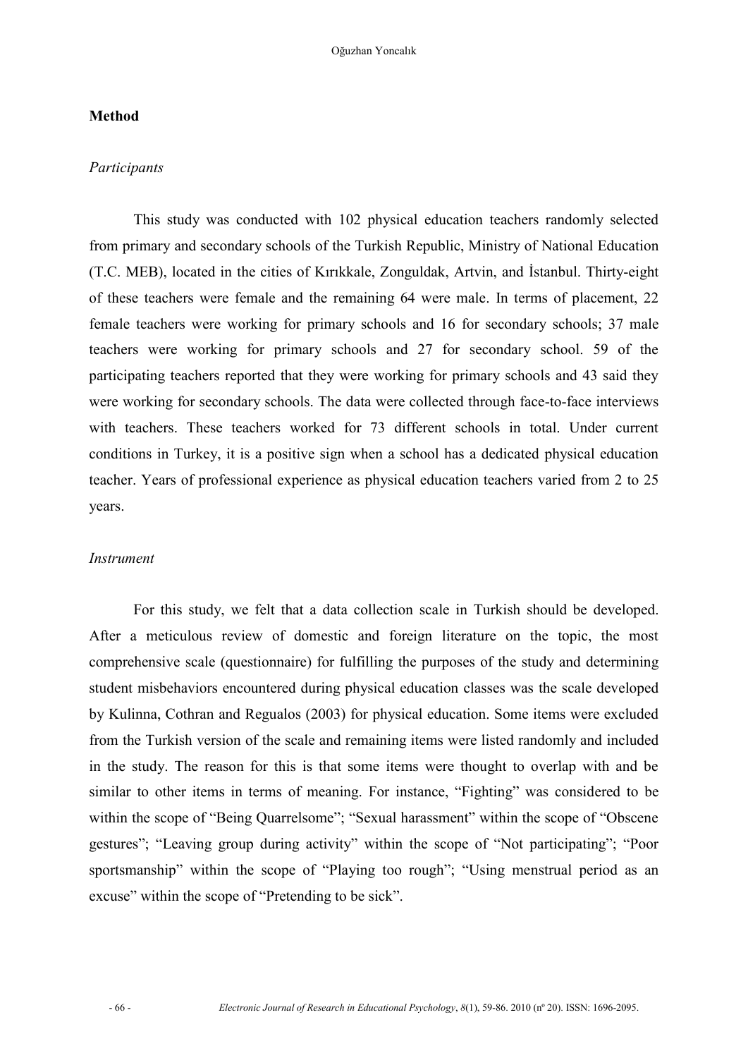## Method

### *Participants*

This study was conducted with 102 physical education teachers randomly selected from primary and secondary schools of the Turkish Republic, Ministry of National Education (T.C. MEB), located in the cities of Kırıkkale, Zonguldak, Artvin, and İstanbul. Thirty-eight of these teachers were female and the remaining 64 were male. In terms of placement, 22 female teachers were working for primary schools and 16 for secondary schools; 37 male teachers were working for primary schools and 27 for secondary school. 59 of the participating teachers reported that they were working for primary schools and 43 said they were working for secondary schools. The data were collected through face-to-face interviews with teachers. These teachers worked for 73 different schools in total. Under current conditions in Turkey, it is a positive sign when a school has a dedicated physical education teacher. Years of professional experience as physical education teachers varied from 2 to 25 years.

### *Instrument*

For this study, we felt that a data collection scale in Turkish should be developed. After a meticulous review of domestic and foreign literature on the topic, the most comprehensive scale (questionnaire) for fulfilling the purposes of the study and determining student misbehaviors encountered during physical education classes was the scale developed by Kulinna, Cothran and Regualos (2003) for physical education. Some items were excluded from the Turkish version of the scale and remaining items were listed randomly and included in the study. The reason for this is that some items were thought to overlap with and be similar to other items in terms of meaning. For instance, "Fighting" was considered to be within the scope of "Being Quarrelsome"; "Sexual harassment" within the scope of "Obscene gestures"; "Leaving group during activity" within the scope of "Not participating"; "Poor sportsmanship" within the scope of "Playing too rough"; "Using menstrual period as an excuse" within the scope of "Pretending to be sick".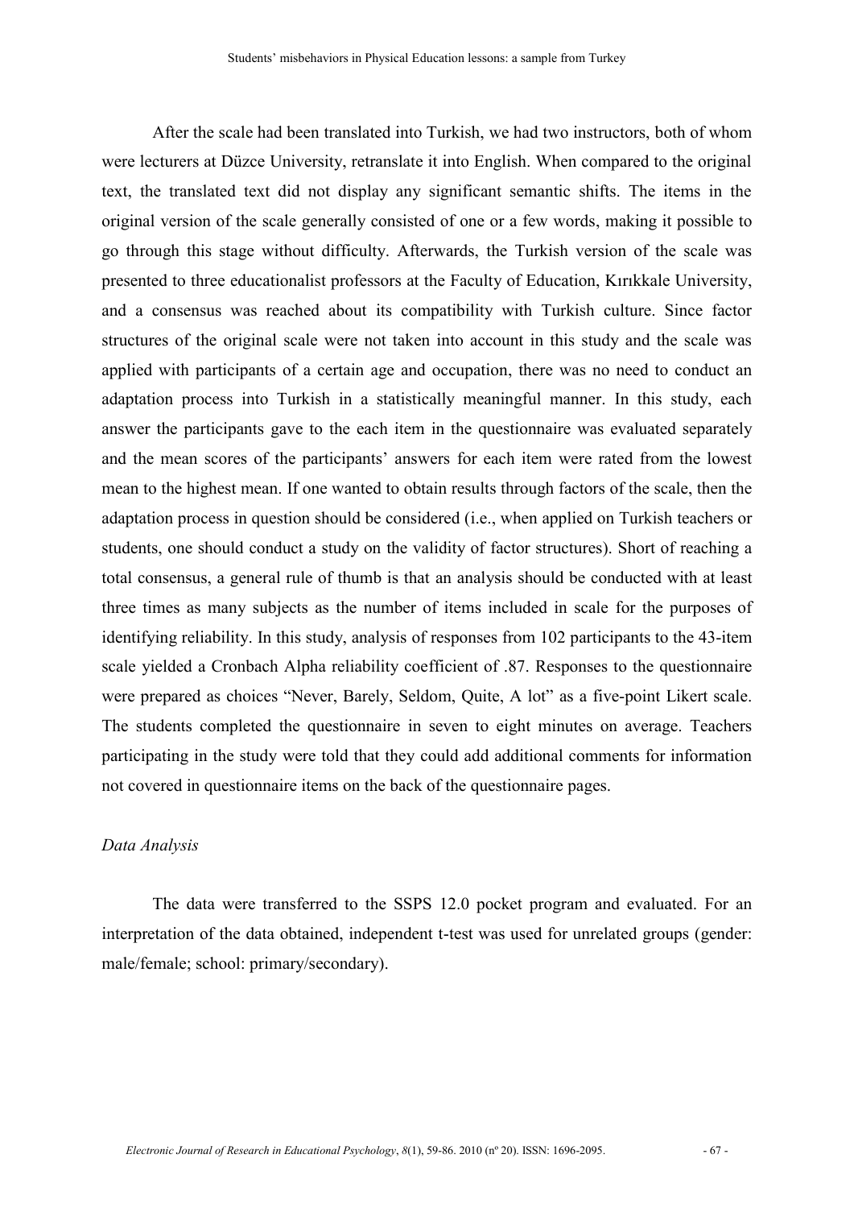After the scale had been translated into Turkish, we had two instructors, both of whom were lecturers at Düzce University, retranslate it into English. When compared to the original text, the translated text did not display any significant semantic shifts. The items in the original version of the scale generally consisted of one or a few words, making it possible to go through this stage without difficulty. Afterwards, the Turkish version of the scale was presented to three educationalist professors at the Faculty of Education, Kırıkkale University, and a consensus was reached about its compatibility with Turkish culture. Since factor structures of the original scale were not taken into account in this study and the scale was applied with participants of a certain age and occupation, there was no need to conduct an adaptation process into Turkish in a statistically meaningful manner. In this study, each answer the participants gave to the each item in the questionnaire was evaluated separately and the mean scores of the participants' answers for each item were rated from the lowest mean to the highest mean. If one wanted to obtain results through factors of the scale, then the adaptation process in question should be considered (i.e., when applied on Turkish teachers or students, one should conduct a study on the validity of factor structures). Short of reaching a total consensus, a general rule of thumb is that an analysis should be conducted with at least three times as many subjects as the number of items included in scale for the purposes of identifying reliability. In this study, analysis of responses from 102 participants to the 43-item scale yielded a Cronbach Alpha reliability coefficient of .87. Responses to the questionnaire were prepared as choices "Never, Barely, Seldom, Quite, A lot" as a five-point Likert scale. The students completed the questionnaire in seven to eight minutes on average. Teachers participating in the study were told that they could add additional comments for information not covered in questionnaire items on the back of the questionnaire pages.

*Data Analysis*

The data were transferred to the SSPS 12.0 pocket program and evaluated. For an interpretation of the data obtained, independent t-test was used for unrelated groups (gender: male/female; school: primary/secondary).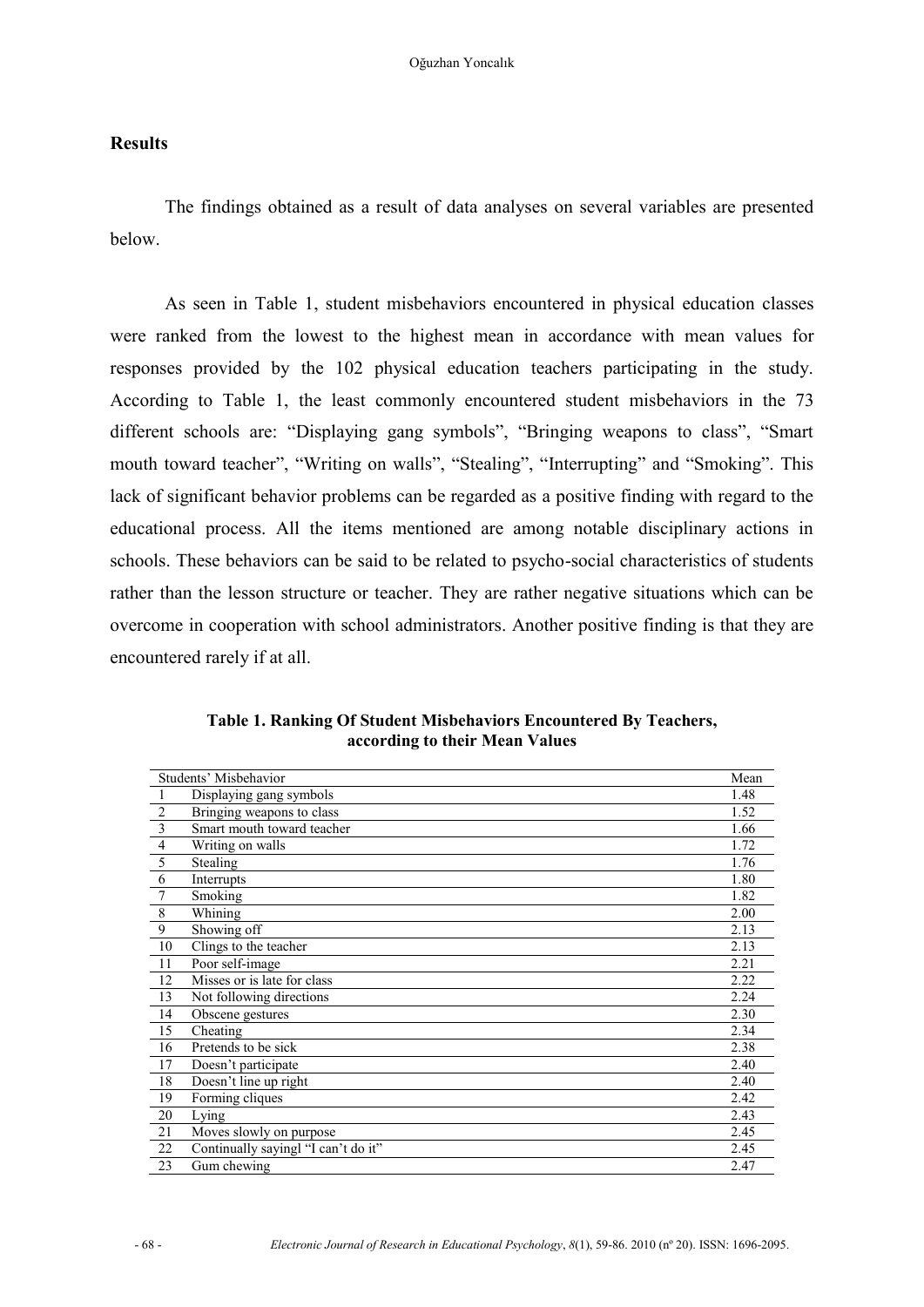## Results

The findings obtained as a result of data analyses on several variables are presented below.

As seen in Table 1, student misbehaviors encountered in physical education classes were ranked from the lowest to the highest mean in accordance with mean values for responses provided by the 102 physical education teachers participating in the study. According to Table 1, the least commonly encountered student misbehaviors in the 73 different schools are: “Displaying gang symbols”, “Bringing weapons to class”, “Smart mouth toward teacher”, “Writing on walls”, “Stealing”, “Interrupting” and “Smoking”. This lack of significant behavior problems can be regarded as a positive finding with regard to the educational process. All the items mentioned are among notable disciplinary actions in schools. These behaviors can be said to be related to psycho-social characteristics of students rather than the lesson structure or teacher. They are rather negative situations which can be overcome in cooperation with school administrators. Another positive finding is that they are encountered rarely if at all.

**Table 1. Ranking Of Student Misbehaviors Encountered By Teachers, according to their Mean Values**

| | Students’ Misbehavior | Mean |
|---|---|---|
| 1 | Displaying gang symbols | 1.48 |
| 2 | Bringing weapons to class | 1.52 |
| 3 | Smart mouth toward teacher | 1.66 |
| 4 | Writing on walls | 1.72 |
| 5 | Stealing | 1.76 |
| 6 | Interrupts | 1.80 |
| 7 | Smoking | 1.82 |
| 8 | Whining | 2.00 |
| 9 | Showing off | 2.13 |
| 10 | Clings to the teacher | 2.13 |
| 11 | Poor self-image | 2.21 |
| 12 | Misses or is late for class | 2.22 |
| 13 | Not following directions | 2.24 |
| 14 | Obscene gestures | 2.30 |
| 15 | Cheating | 2.34 |
| 16 | Pretends to be sick | 2.38 |
| 17 | Doesn’t participate | 2.40 |
| 18 | Doesn’t line up right | 2.40 |
| 19 | Forming cliques | 2.42 |
| 20 | Lying | 2.43 |
| 21 | Moves slowly on purpose | 2.45 |
| 22 | Continually sayingl “I can’t do it” | 2.45 |
| 23 | Gum chewing | 2.47 |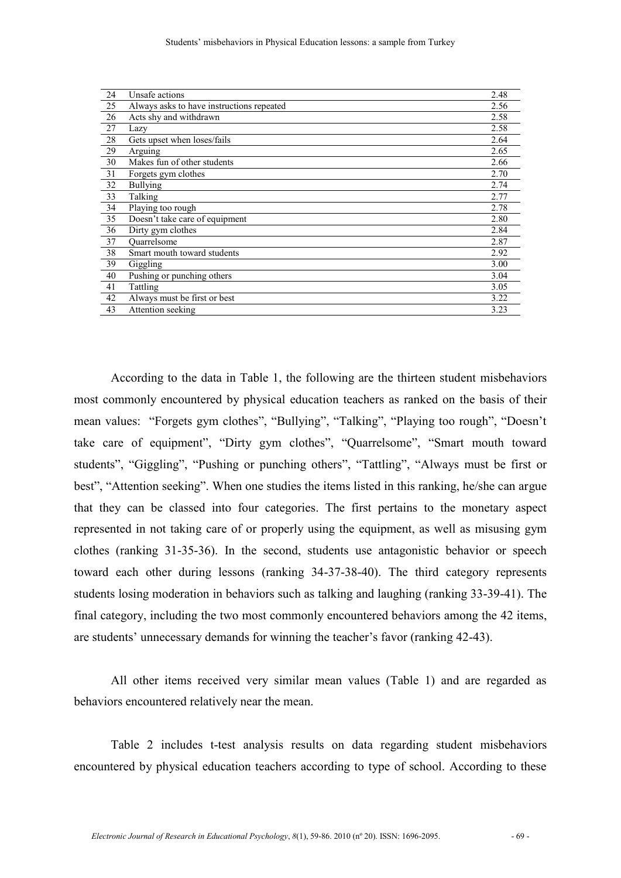| | | |
|---|---|---|
| 24 | Unsafe actions | 2.48 |
| 25 | Always asks to have instructions repeated | 2.56 |
| 26 | Acts shy and withdrawn | 2.58 |
| 27 | Lazy | 2.58 |
| 28 | Gets upset when loses/fails | 2.64 |
| 29 | Arguing | 2.65 |
| 30 | Makes fun of other students | 2.66 |
| 31 | Forgets gym clothes | 2.70 |
| 32 | Bullying | 2.74 |
| 33 | Talking | 2.77 |
| 34 | Playing too rough | 2.78 |
| 35 | Doesn't take care of equipment | 2.80 |
| 36 | Dirty gym clothes | 2.84 |
| 37 | Quarrelsome | 2.87 |
| 38 | Smart mouth toward students | 2.92 |
| 39 | Giggling | 3.00 |
| 40 | Pushing or punching others | 3.04 |
| 41 | Tattling | 3.05 |
| 42 | Always must be first or best | 3.22 |
| 43 | Attention seeking | 3.23 |

According to the data in Table 1, the following are the thirteen student misbehaviors most commonly encountered by physical education teachers as ranked on the basis of their mean values: "Forgets gym clothes", "Bullying", "Talking", "Playing too rough", "Doesn't take care of equipment", "Dirty gym clothes", "Quarrelsome", "Smart mouth toward students", "Giggling", "Pushing or punching others", "Tattling", "Always must be first or best", "Attention seeking". When one studies the items listed in this ranking, he/she can argue that they can be classed into four categories. The first pertains to the monetary aspect represented in not taking care of or properly using the equipment, as well as misusing gym clothes (ranking 31-35-36). In the second, students use antagonistic behavior or speech toward each other during lessons (ranking 34-37-38-40). The third category represents students losing moderation in behaviors such as talking and laughing (ranking 33-39-41). The final category, including the two most commonly encountered behaviors among the 42 items, are students' unnecessary demands for winning the teacher's favor (ranking 42-43).

All other items received very similar mean values (Table 1) and are regarded as behaviors encountered relatively near the mean.

Table 2 includes t-test analysis results on data regarding student misbehaviors encountered by physical education teachers according to type of school. According to these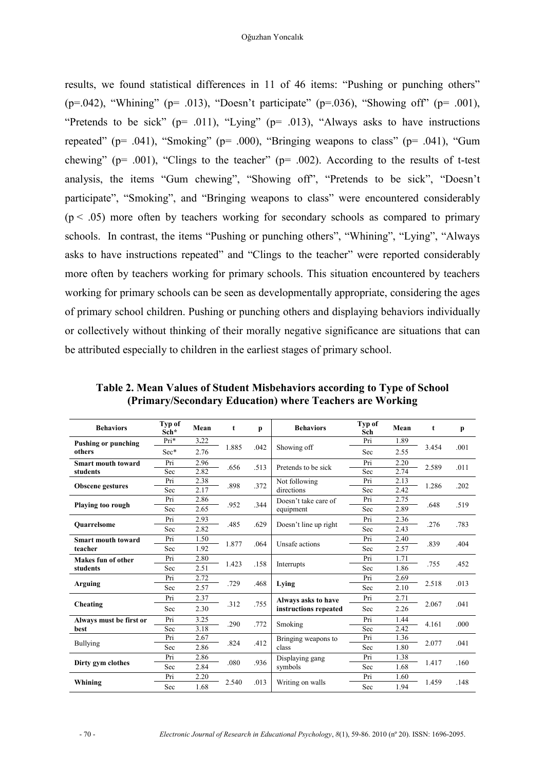results, we found statistical differences in 11 of 46 items: "Pushing or punching others" (p=.042), "Whining" (p= .013), "Doesn't participate" (p=.036), "Showing off" (p= .001), "Pretends to be sick" (p= .011), "Lying" (p= .013), "Always asks to have instructions repeated" (p= .041), "Smoking" (p= .000), "Bringing weapons to class" (p= .041), "Gum chewing" (p= .001), "Clings to the teacher" (p= .002). According to the results of t-test analysis, the items "Gum chewing", "Showing off", "Pretends to be sick", "Doesn't participate", "Smoking", and "Bringing weapons to class" were encountered considerably ($p < .05$) more often by teachers working for secondary schools as compared to primary schools. In contrast, the items "Pushing or punching others", "Whining", "Lying", "Always asks to have instructions repeated" and "Clings to the teacher" were reported considerably more often by teachers working for primary schools. This situation encountered by teachers working for primary schools can be seen as developmentally appropriate, considering the ages of primary school children. Pushing or punching others and displaying behaviors individually or collectively without thinking of their morally negative significance are situations that can be attributed especially to children in the earliest stages of primary school.

**Table 2. Mean Values of Student Misbehaviors according to Type of School (Primary/Secondary Education) where Teachers are Working**

| Behaviors | Typ of Sch* | Mean | t | p | Behaviors | Typ of Sch | Mean | t | p |
|---|---|---|---|---|---|---|---|---|---|
| **Pushing or punching others** | Pri* | 3.22 | 1.885 | .042 | Showing off | Pri | 1.89 | 3.454 | .001 |
| | Sec* | 2.76 | | | | Sec | 2.55 | | |
| **Smart mouth toward students** | Pri | 2.96 | .656 | .513 | Pretends to be sick | Pri | 2.20 | 2.589 | .011 |
| | Sec | 2.82 | | | | Sec | 2.74 | | |
| **Obscene gestures** | Pri | 2.38 | .898 | .372 | Not following directions | Pri | 2.13 | 1.286 | .202 |
| | Sec | 2.17 | | | | Sec | 2.42 | | |
| **Playing too rough** | Pri | 2.86 | .952 | .344 | Doesn't take care of equipment | Pri | 2.75 | .648 | .519 |
| | Sec | 2.65 | | | | Sec | 2.89 | | |
| **Quarrelsome** | Pri | 2.93 | .485 | .629 | Doesn't line up right | Pri | 2.36 | .276 | .783 |
| | Sec | 2.82 | | | | Sec | 2.43 | | |
| **Smart mouth toward teacher** | Pri | 1.50 | 1.877 | .064 | Unsafe actions | Pri | 2.40 | .839 | .404 |
| | Sec | 1.92 | | | | Sec | 2.57 | | |
| **Makes fun of other students** | Pri | 2.80 | 1.423 | .158 | Interrupts | Pri | 1.71 | .755 | .452 |
| | Sec | 2.51 | | | | Sec | 1.86 | | |
| **Arguing** | Pri | 2.72 | .729 | .468 | **Lying** | Pri | 2.69 | 2.518 | .013 |
| | Sec | 2.57 | | | | Sec | 2.10 | | |
| **Cheating** | Pri | 2.37 | .312 | .755 | **Always asks to have instructions repeated** | Pri | 2.71 | 2.067 | .041 |
| | Sec | 2.30 | | | | Sec | 2.26 | | |
| **Always must be first or best** | Pri | 3.25 | .290 | .772 | Smoking | Pri | 1.44 | 4.161 | .000 |
| | Sec | 3.18 | | | | Sec | 2.42 | | |
| Bullying | Pri | 2.67 | .824 | .412 | Bringing weapons to class | Pri | 1.36 | 2.077 | .041 |
| | Sec | 2.86 | | | | Sec | 1.80 | | |
| **Dirty gym clothes** | Pri | 2.86 | .080 | .936 | Displaying gang symbols | Pri | 1.38 | 1.417 | .160 |
| | Sec | 2.84 | | | | Sec | 1.68 | | |
| **Whining** | Pri | 2.20 | 2.540 | .013 | Writing on walls | Pri | 1.60 | 1.459 | .148 |
| | Sec | 1.68 | | | | Sec | 1.94 | | |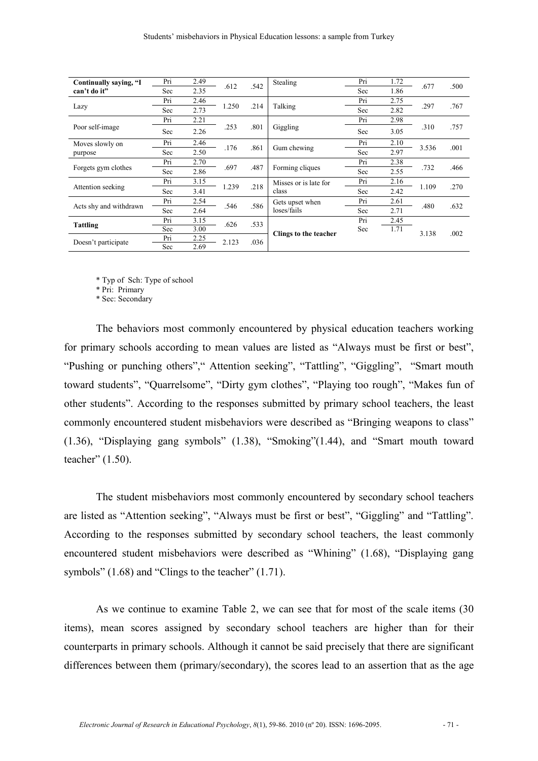| | | | | | | | | | |
|---|---|---|---|---|---|---|---|---|---|
| **Continually saying, "I can't do it"** | Pri | 2.49 | .612 | .542 | Stealing | Pri | 1.72 | .677 | .500 |
| | Sec | 2.35 | | | | Sec | 1.86 | | |
| Lazy | Pri | 2.46 | 1.250 | .214 | Talking | Pri | 2.75 | .297 | .767 |
| | Sec | 2.73 | | | | Sec | 2.82 | | |
| Poor self-image | Pri | 2.21 | .253 | .801 | Giggling | Pri | 2.98 | .310 | .757 |
| | Sec | 2.26 | | | | Sec | 3.05 | | |
| Moves slowly on purpose | Pri | 2.46 | .176 | .861 | Gum chewing | Pri | 2.10 | 3.536 | .001 |
| | Sec | 2.50 | | | | Sec | 2.97 | | |
| Forgets gym clothes | Pri | 2.70 | .697 | .487 | Forming cliques | Pri | 2.38 | .732 | .466 |
| | Sec | 2.86 | | | | Sec | 2.55 | | |
| Attention seeking | Pri | 3.15 | 1.239 | .218 | Misses or is late for class | Pri | 2.16 | 1.109 | .270 |
| | Sec | 3.41 | | | | Sec | 2.42 | | |
| Acts shy and withdrawn | Pri | 2.54 | .546 | .586 | Gets upset when loses/fails | Pri | 2.61 | .480 | .632 |
| | Sec | 2.64 | | | | Sec | 2.71 | | |
| **Tattling** | Pri | 3.15 | .626 | .533 | **Clings to the teacher** | Pri | 2.45 | 3.138 | .002 |
| | Sec | 3.00 | | | | Sec | 1.71 | | |
| Doesn't participate | Pri | 2.25 | 2.123 | .036 | | | | | |
| | Sec | 2.69 | | | | | | | |

\* Typ of Sch: Type of school
\* Pri: Primary
\* Sec: Secondary

The behaviors most commonly encountered by physical education teachers working for primary schools according to mean values are listed as "Always must be first or best", "Pushing or punching others"," Attention seeking", "Tattling", "Giggling", "Smart mouth toward students", "Quarrelsome", "Dirty gym clothes", "Playing too rough", "Makes fun of other students". According to the responses submitted by primary school teachers, the least commonly encountered student misbehaviors were described as "Bringing weapons to class" (1.36), "Displaying gang symbols" (1.38), "Smoking"(1.44), and "Smart mouth toward teacher" (1.50).

The student misbehaviors most commonly encountered by secondary school teachers are listed as "Attention seeking", "Always must be first or best", "Giggling" and "Tattling". According to the responses submitted by secondary school teachers, the least commonly encountered student misbehaviors were described as "Whining" (1.68), "Displaying gang symbols" (1.68) and "Clings to the teacher" (1.71).

As we continue to examine Table 2, we can see that for most of the scale items (30 items), mean scores assigned by secondary school teachers are higher than for their counterparts in primary schools. Although it cannot be said precisely that there are significant differences between them (primary/secondary), the scores lead to an assertion that as the age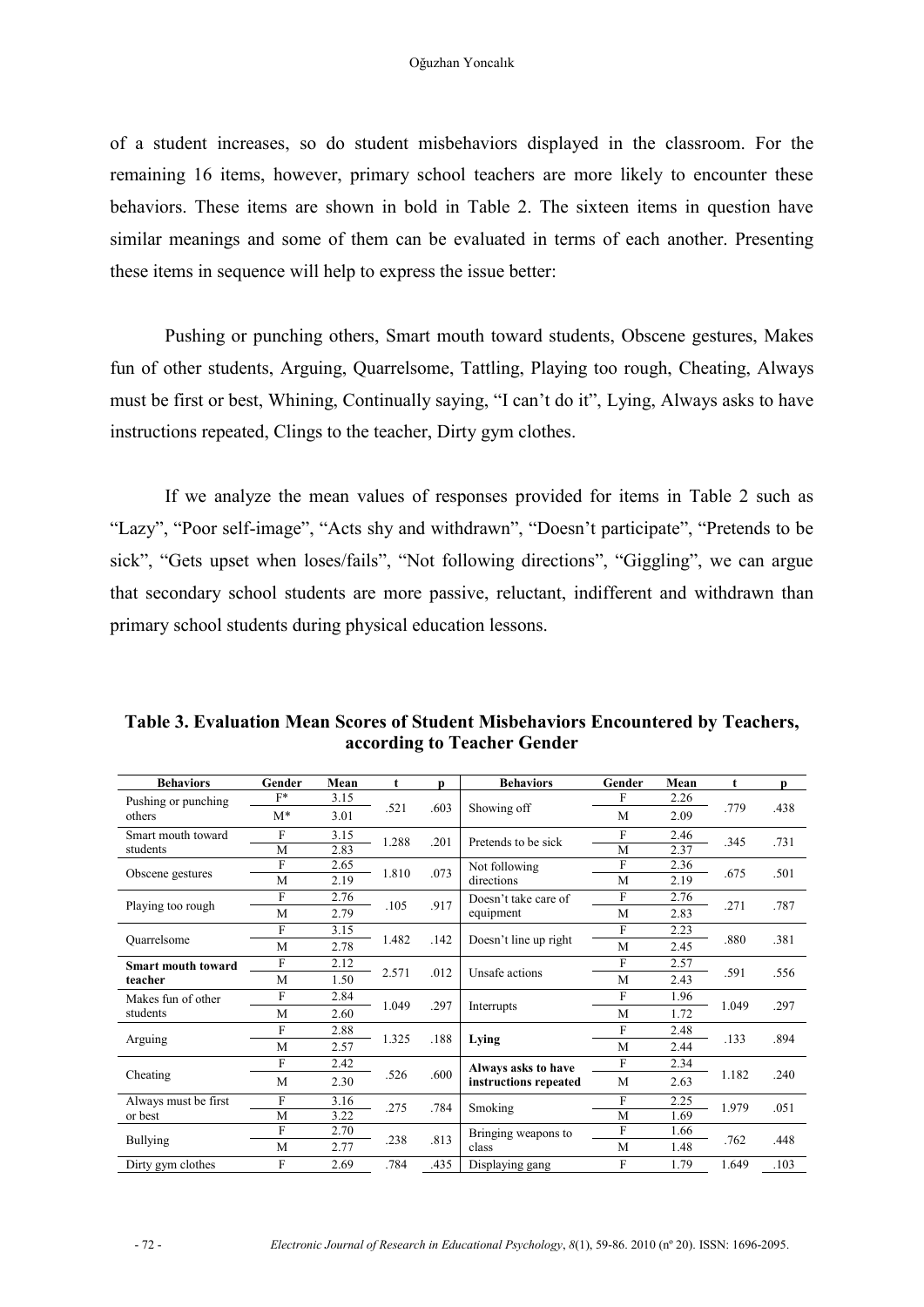of a student increases, so do student misbehaviors displayed in the classroom. For the remaining 16 items, however, primary school teachers are more likely to encounter these behaviors. These items are shown in bold in Table 2. The sixteen items in question have similar meanings and some of them can be evaluated in terms of each another. Presenting these items in sequence will help to express the issue better:

Pushing or punching others, Smart mouth toward students, Obscene gestures, Makes fun of other students, Arguing, Quarrelsome, Tattling, Playing too rough, Cheating, Always must be first or best, Whining, Continually saying, "I can't do it", Lying, Always asks to have instructions repeated, Clings to the teacher, Dirty gym clothes.

If we analyze the mean values of responses provided for items in Table 2 such as "Lazy", "Poor self-image", "Acts shy and withdrawn", "Doesn't participate", "Pretends to be sick", "Gets upset when loses/fails", "Not following directions", "Giggling", we can argue that secondary school students are more passive, reluctant, indifferent and withdrawn than primary school students during physical education lessons.

**Table 3. Evaluation Mean Scores of Student Misbehaviors Encountered by Teachers, according to Teacher Gender**

| Behaviors | Gender | Mean | t | p | Behaviors | Gender | Mean | t | p |
|---|---|---|---|---|---|---|---|---|---|
| Pushing or punching others | F* | 3.15 | .521 | .603 | Showing off | F | 2.26 | .779 | .438 |
| | M* | 3.01 | | | | M | 2.09 | | |
| Smart mouth toward students | F | 3.15 | 1.288 | .201 | Pretends to be sick | F | 2.46 | .345 | .731 |
| | M | 2.83 | | | | M | 2.37 | | |
| Obscene gestures | F | 2.65 | 1.810 | .073 | Not following directions | F | 2.36 | .675 | .501 |
| | M | 2.19 | | | | M | 2.19 | | |
| Playing too rough | F | 2.76 | .105 | .917 | Doesn't take care of equipment | F | 2.76 | .271 | .787 |
| | M | 2.79 | | | | M | 2.83 | | |
| Quarrelsome | F | 3.15 | 1.482 | .142 | Doesn't line up right | F | 2.23 | .880 | .381 |
| | M | 2.78 | | | | M | 2.45 | | |
| **Smart mouth toward teacher** | F | 2.12 | 2.571 | .012 | Unsafe actions | F | 2.57 | .591 | .556 |
| | M | 1.50 | | | | M | 2.43 | | |
| Makes fun of other students | F | 2.84 | 1.049 | .297 | Interrupts | F | 1.96 | 1.049 | .297 |
| | M | 2.60 | | | | M | 1.72 | | |
| Arguing | F | 2.88 | 1.325 | .188 | **Lying** | F | 2.48 | .133 | .894 |
| | M | 2.57 | | | | M | 2.44 | | |
| Cheating | F | 2.42 | .526 | .600 | **Always asks to have instructions repeated** | F | 2.34 | 1.182 | .240 |
| | M | 2.30 | | | | M | 2.63 | | |
| Always must be first or best | F | 3.16 | .275 | .784 | Smoking | F | 2.25 | 1.979 | .051 |
| | M | 3.22 | | | | M | 1.69 | | |
| Bullying | F | 2.70 | .238 | .813 | Bringing weapons to class | F | 1.66 | .762 | .448 |
| | M | 2.77 | | | | M | 1.48 | | |
| Dirty gym clothes | F | 2.69 | .784 | .435 | Displaying gang | F | 1.79 | 1.649 | .103 |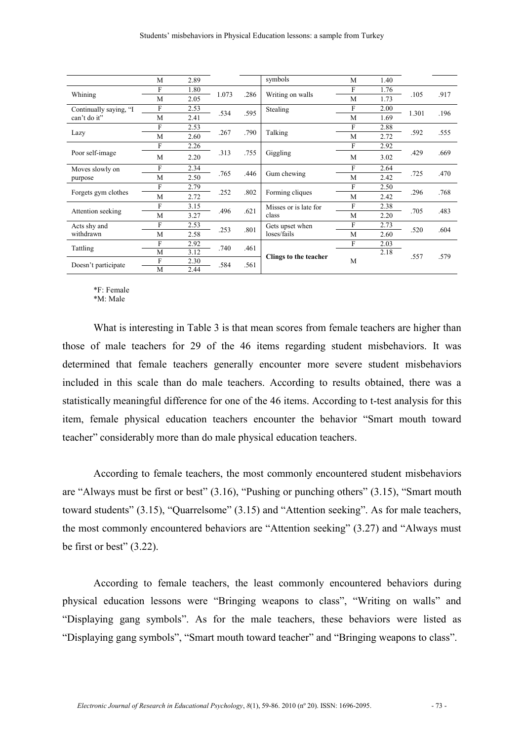| | | | | | | | | | |
|---|---|---|---|---|---|---|---|---|---|
| | M | 2.89 | | | symbols | M | 1.40 | | |
| Whining | F | 1.80 | 1.073 | .286 | Writing on walls | F | 1.76 | .105 | .917 |
| | M | 2.05 | | | | M | 1.73 | | |
| Continually saying, "I can't do it" | F | 2.53 | .534 | .595 | Stealing | F | 2.00 | 1.301 | .196 |
| | M | 2.41 | | | | M | 1.69 | | |
| Lazy | F | 2.53 | .267 | .790 | Talking | F | 2.88 | .592 | .555 |
| | M | 2.60 | | | | M | 2.72 | | |
| Poor self-image | F | 2.26 | .313 | .755 | Giggling | F | 2.92 | .429 | .669 |
| | M | 2.20 | | | | M | 3.02 | | |
| Moves slowly on purpose | F | 2.34 | .765 | .446 | Gum chewing | F | 2.64 | .725 | .470 |
| | M | 2.50 | | | | M | 2.42 | | |
| Forgets gym clothes | F | 2.79 | .252 | .802 | Forming cliques | F | 2.50 | .296 | .768 |
| | M | 2.72 | | | | M | 2.42 | | |
| Attention seeking | F | 3.15 | .496 | .621 | Misses or is late for class | F | 2.38 | .705 | .483 |
| | M | 3.27 | | | | M | 2.20 | | |
| Acts shy and withdrawn | F | 2.53 | .253 | .801 | Gets upset when loses/fails | F | 2.73 | .520 | .604 |
| | M | 2.58 | | | | M | 2.60 | | |
| Tattling | F | 2.92 | .740 | .461 | **Clings to the teacher** | F | 2.03 | .557 | .579 |
| | M | 3.12 | | | | M | 2.18 | | |
| Doesn't participate | F | 2.30 | .584 | .561 | | | | | |
| | M | 2.44 | | | | | | | |

*F: Female
*M: Male

What is interesting in Table 3 is that mean scores from female teachers are higher than those of male teachers for 29 of the 46 items regarding student misbehaviors. It was determined that female teachers generally encounter more severe student misbehaviors included in this scale than do male teachers. According to results obtained, there was a statistically meaningful difference for one of the 46 items. According to t-test analysis for this item, female physical education teachers encounter the behavior "Smart mouth toward teacher" considerably more than do male physical education teachers.

According to female teachers, the most commonly encountered student misbehaviors are "Always must be first or best" (3.16), "Pushing or punching others" (3.15), "Smart mouth toward students" (3.15), "Quarrelsome" (3.15) and "Attention seeking". As for male teachers, the most commonly encountered behaviors are "Attention seeking" (3.27) and "Always must be first or best" (3.22).

According to female teachers, the least commonly encountered behaviors during physical education lessons were "Bringing weapons to class", "Writing on walls" and "Displaying gang symbols". As for the male teachers, these behaviors were listed as "Displaying gang symbols", "Smart mouth toward teacher" and "Bringing weapons to class".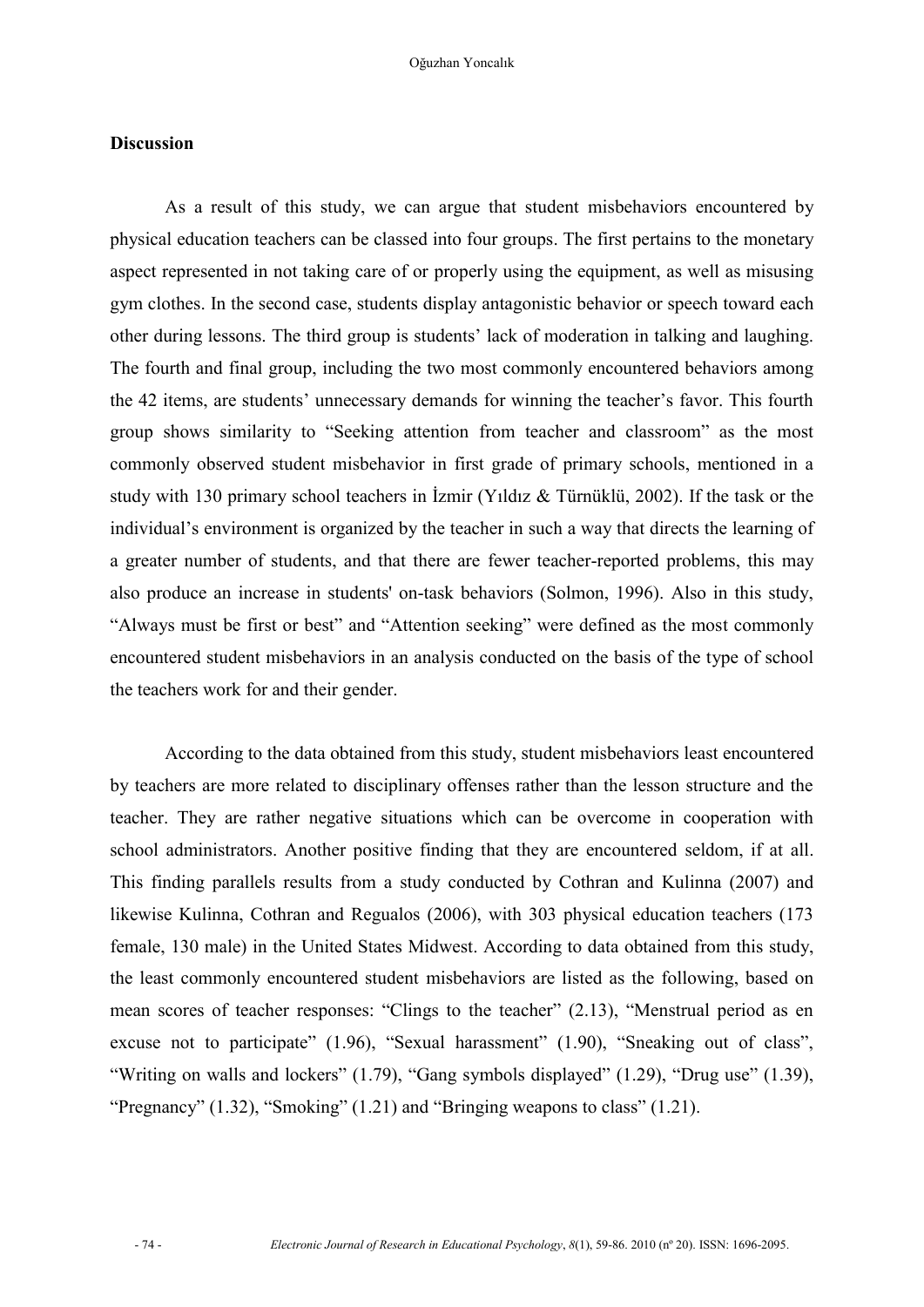## Discussion

As a result of this study, we can argue that student misbehaviors encountered by physical education teachers can be classed into four groups. The first pertains to the monetary aspect represented in not taking care of or properly using the equipment, as well as misusing gym clothes. In the second case, students display antagonistic behavior or speech toward each other during lessons. The third group is students' lack of moderation in talking and laughing. The fourth and final group, including the two most commonly encountered behaviors among the 42 items, are students' unnecessary demands for winning the teacher's favor. This fourth group shows similarity to "Seeking attention from teacher and classroom" as the most commonly observed student misbehavior in first grade of primary schools, mentioned in a study with 130 primary school teachers in İzmir (Yıldız & Türnüklü, 2002). If the task or the individual's environment is organized by the teacher in such a way that directs the learning of a greater number of students, and that there are fewer teacher-reported problems, this may also produce an increase in students' on-task behaviors (Solmon, 1996). Also in this study, "Always must be first or best" and "Attention seeking" were defined as the most commonly encountered student misbehaviors in an analysis conducted on the basis of the type of school the teachers work for and their gender.

According to the data obtained from this study, student misbehaviors least encountered by teachers are more related to disciplinary offenses rather than the lesson structure and the teacher. They are rather negative situations which can be overcome in cooperation with school administrators. Another positive finding that they are encountered seldom, if at all. This finding parallels results from a study conducted by Cothran and Kulinna (2007) and likewise Kulinna, Cothran and Regualos (2006), with 303 physical education teachers (173 female, 130 male) in the United States Midwest. According to data obtained from this study, the least commonly encountered student misbehaviors are listed as the following, based on mean scores of teacher responses: "Clings to the teacher" (2.13), "Menstrual period as en excuse not to participate" (1.96), "Sexual harassment" (1.90), "Sneaking out of class", "Writing on walls and lockers" (1.79), "Gang symbols displayed" (1.29), "Drug use" (1.39), "Pregnancy" (1.32), "Smoking" (1.21) and "Bringing weapons to class" (1.21).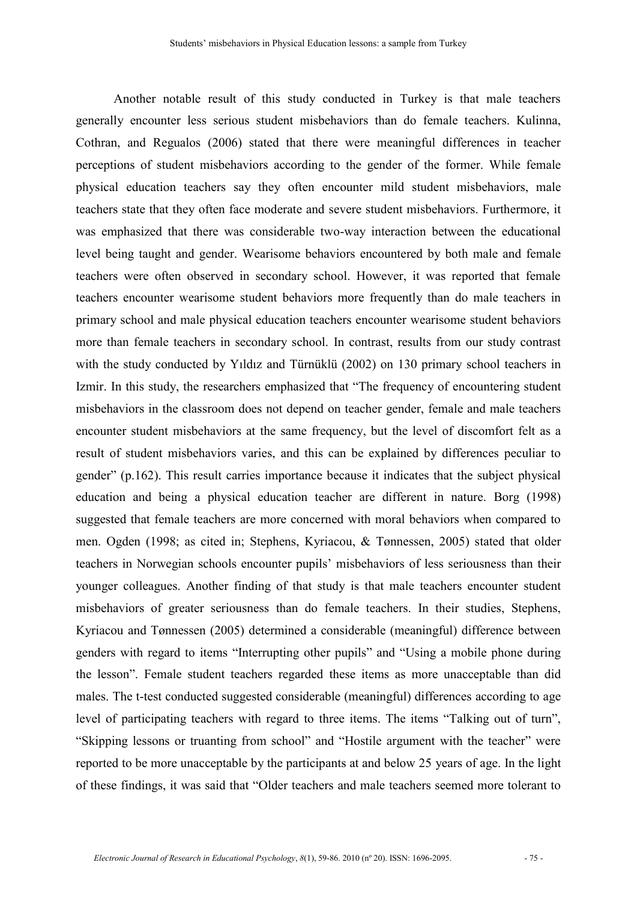Another notable result of this study conducted in Turkey is that male teachers generally encounter less serious student misbehaviors than do female teachers. Kulinna, Cothran, and Regualos (2006) stated that there were meaningful differences in teacher perceptions of student misbehaviors according to the gender of the former. While female physical education teachers say they often encounter mild student misbehaviors, male teachers state that they often face moderate and severe student misbehaviors. Furthermore, it was emphasized that there was considerable two-way interaction between the educational level being taught and gender. Wearisome behaviors encountered by both male and female teachers were often observed in secondary school. However, it was reported that female teachers encounter wearisome student behaviors more frequently than do male teachers in primary school and male physical education teachers encounter wearisome student behaviors more than female teachers in secondary school. In contrast, results from our study contrast with the study conducted by Yıldız and Türnüklü (2002) on 130 primary school teachers in Izmir. In this study, the researchers emphasized that "The frequency of encountering student misbehaviors in the classroom does not depend on teacher gender, female and male teachers encounter student misbehaviors at the same frequency, but the level of discomfort felt as a result of student misbehaviors varies, and this can be explained by differences peculiar to gender" (p.162). This result carries importance because it indicates that the subject physical education and being a physical education teacher are different in nature. Borg (1998) suggested that female teachers are more concerned with moral behaviors when compared to men. Ogden (1998; as cited in; Stephens, Kyriacou, & Tønnessen, 2005) stated that older teachers in Norwegian schools encounter pupils' misbehaviors of less seriousness than their younger colleagues. Another finding of that study is that male teachers encounter student misbehaviors of greater seriousness than do female teachers. In their studies, Stephens, Kyriacou and Tønnessen (2005) determined a considerable (meaningful) difference between genders with regard to items "Interrupting other pupils" and "Using a mobile phone during the lesson". Female student teachers regarded these items as more unacceptable than did males. The t-test conducted suggested considerable (meaningful) differences according to age level of participating teachers with regard to three items. The items "Talking out of turn", "Skipping lessons or truanting from school" and "Hostile argument with the teacher" were reported to be more unacceptable by the participants at and below 25 years of age. In the light of these findings, it was said that "Older teachers and male teachers seemed more tolerant to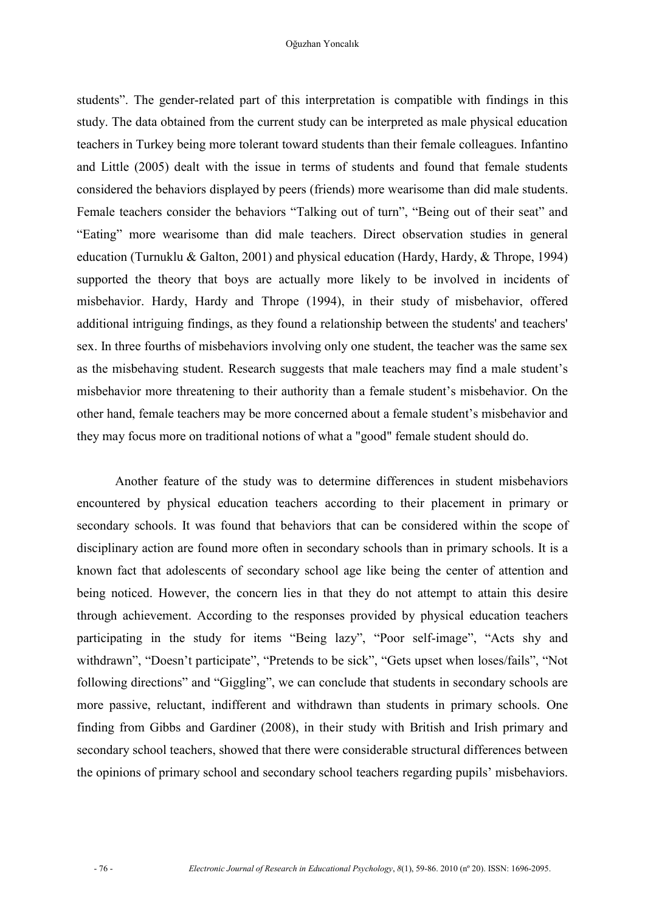students". The gender-related part of this interpretation is compatible with findings in this study. The data obtained from the current study can be interpreted as male physical education teachers in Turkey being more tolerant toward students than their female colleagues. Infantino and Little (2005) dealt with the issue in terms of students and found that female students considered the behaviors displayed by peers (friends) more wearisome than did male students. Female teachers consider the behaviors "Talking out of turn", "Being out of their seat" and "Eating" more wearisome than did male teachers. Direct observation studies in general education (Turnuklu & Galton, 2001) and physical education (Hardy, Hardy, & Thrope, 1994) supported the theory that boys are actually more likely to be involved in incidents of misbehavior. Hardy, Hardy and Thrope (1994), in their study of misbehavior, offered additional intriguing findings, as they found a relationship between the students' and teachers' sex. In three fourths of misbehaviors involving only one student, the teacher was the same sex as the misbehaving student. Research suggests that male teachers may find a male student's misbehavior more threatening to their authority than a female student's misbehavior. On the other hand, female teachers may be more concerned about a female student's misbehavior and they may focus more on traditional notions of what a "good" female student should do.

Another feature of the study was to determine differences in student misbehaviors encountered by physical education teachers according to their placement in primary or secondary schools. It was found that behaviors that can be considered within the scope of disciplinary action are found more often in secondary schools than in primary schools. It is a known fact that adolescents of secondary school age like being the center of attention and being noticed. However, the concern lies in that they do not attempt to attain this desire through achievement. According to the responses provided by physical education teachers participating in the study for items "Being lazy", "Poor self-image", "Acts shy and withdrawn", "Doesn't participate", "Pretends to be sick", "Gets upset when loses/fails", "Not following directions" and "Giggling", we can conclude that students in secondary schools are more passive, reluctant, indifferent and withdrawn than students in primary schools. One finding from Gibbs and Gardiner (2008), in their study with British and Irish primary and secondary school teachers, showed that there were considerable structural differences between the opinions of primary school and secondary school teachers regarding pupils' misbehaviors.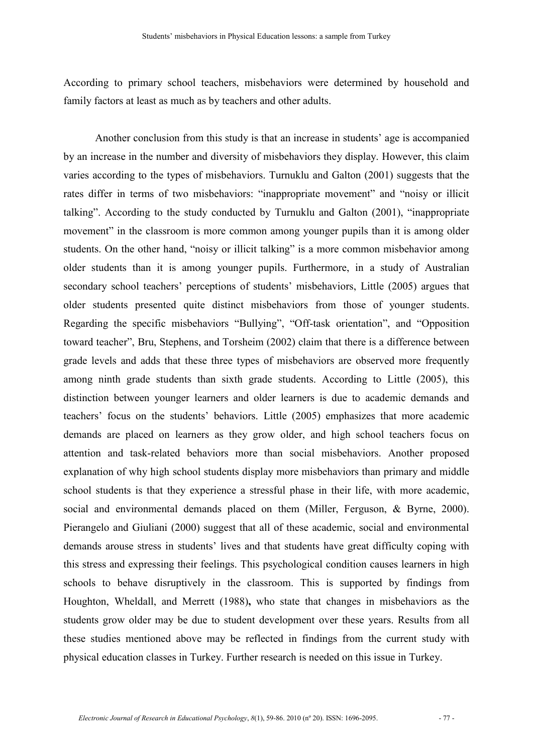According to primary school teachers, misbehaviors were determined by household and family factors at least as much as by teachers and other adults.

Another conclusion from this study is that an increase in students' age is accompanied by an increase in the number and diversity of misbehaviors they display. However, this claim varies according to the types of misbehaviors. Turnuklu and Galton (2001) suggests that the rates differ in terms of two misbehaviors: "inappropriate movement" and "noisy or illicit talking". According to the study conducted by Turnuklu and Galton (2001), "inappropriate movement" in the classroom is more common among younger pupils than it is among older students. On the other hand, "noisy or illicit talking" is a more common misbehavior among older students than it is among younger pupils. Furthermore, in a study of Australian secondary school teachers' perceptions of students' misbehaviors, Little (2005) argues that older students presented quite distinct misbehaviors from those of younger students. Regarding the specific misbehaviors "Bullying", "Off-task orientation", and "Opposition toward teacher", Bru, Stephens, and Torsheim (2002) claim that there is a difference between grade levels and adds that these three types of misbehaviors are observed more frequently among ninth grade students than sixth grade students. According to Little (2005), this distinction between younger learners and older learners is due to academic demands and teachers' focus on the students' behaviors. Little (2005) emphasizes that more academic demands are placed on learners as they grow older, and high school teachers focus on attention and task-related behaviors more than social misbehaviors. Another proposed explanation of why high school students display more misbehaviors than primary and middle school students is that they experience a stressful phase in their life, with more academic, social and environmental demands placed on them (Miller, Ferguson, & Byrne, 2000). Pierangelo and Giuliani (2000) suggest that all of these academic, social and environmental demands arouse stress in students' lives and that students have great difficulty coping with this stress and expressing their feelings. This psychological condition causes learners in high schools to behave disruptively in the classroom. This is supported by findings from Houghton, Wheldall, and Merrett (1988)**,** who state that changes in misbehaviors as the students grow older may be due to student development over these years. Results from all these studies mentioned above may be reflected in findings from the current study with physical education classes in Turkey. Further research is needed on this issue in Turkey.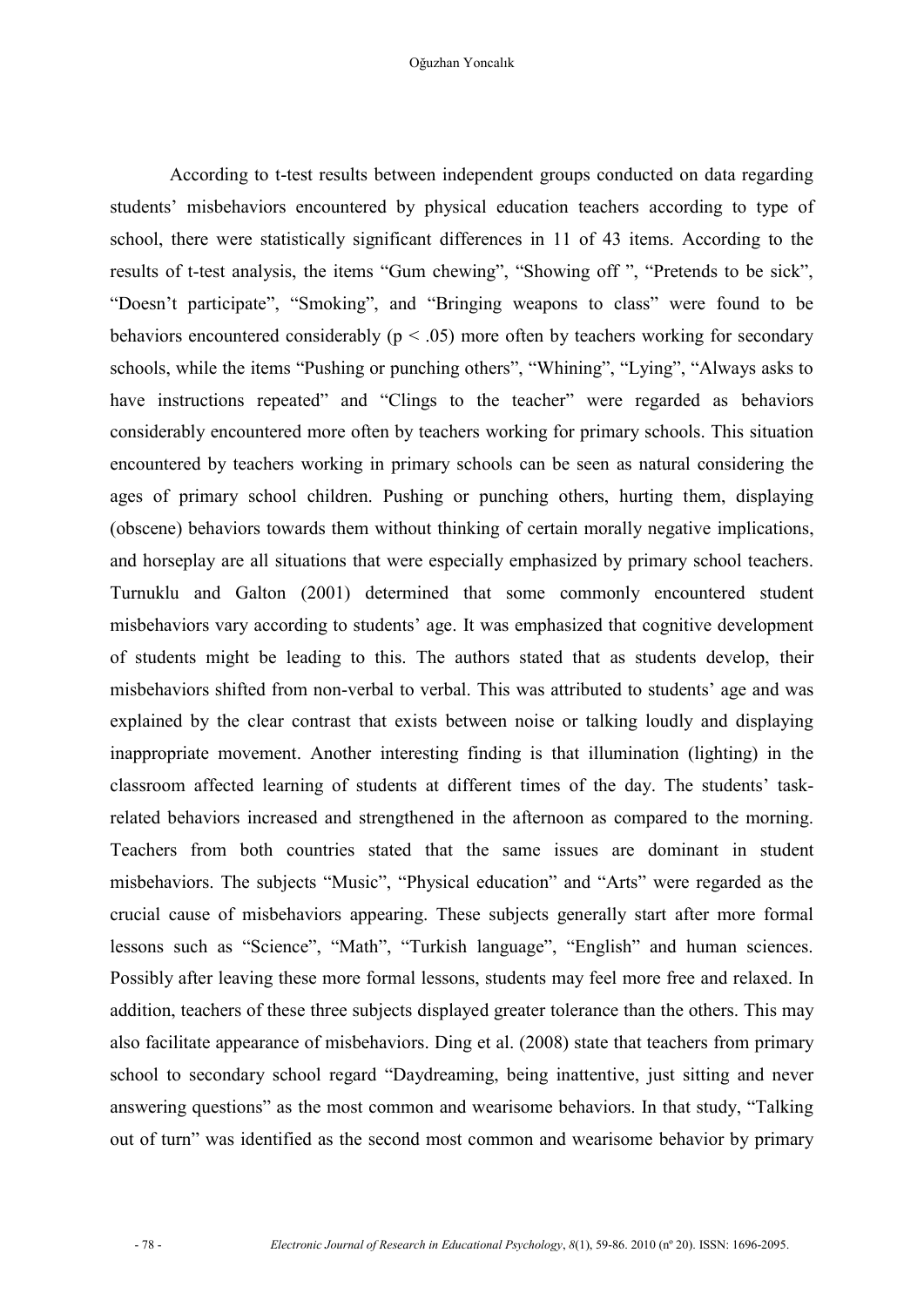According to t-test results between independent groups conducted on data regarding students' misbehaviors encountered by physical education teachers according to type of school, there were statistically significant differences in 11 of 43 items. According to the results of t-test analysis, the items "Gum chewing", "Showing off ", "Pretends to be sick", "Doesn't participate", "Smoking", and "Bringing weapons to class" were found to be behaviors encountered considerably ($p < .05$) more often by teachers working for secondary schools, while the items "Pushing or punching others", "Whining", "Lying", "Always asks to have instructions repeated" and "Clings to the teacher" were regarded as behaviors considerably encountered more often by teachers working for primary schools. This situation encountered by teachers working in primary schools can be seen as natural considering the ages of primary school children. Pushing or punching others, hurting them, displaying (obscene) behaviors towards them without thinking of certain morally negative implications, and horseplay are all situations that were especially emphasized by primary school teachers. Turnuklu and Galton (2001) determined that some commonly encountered student misbehaviors vary according to students' age. It was emphasized that cognitive development of students might be leading to this. The authors stated that as students develop, their misbehaviors shifted from non-verbal to verbal. This was attributed to students' age and was explained by the clear contrast that exists between noise or talking loudly and displaying inappropriate movement. Another interesting finding is that illumination (lighting) in the classroom affected learning of students at different times of the day. The students' task-related behaviors increased and strengthened in the afternoon as compared to the morning. Teachers from both countries stated that the same issues are dominant in student misbehaviors. The subjects "Music", "Physical education" and "Arts" were regarded as the crucial cause of misbehaviors appearing. These subjects generally start after more formal lessons such as "Science", "Math", "Turkish language", "English" and human sciences. Possibly after leaving these more formal lessons, students may feel more free and relaxed. In addition, teachers of these three subjects displayed greater tolerance than the others. This may also facilitate appearance of misbehaviors. Ding et al. (2008) state that teachers from primary school to secondary school regard "Daydreaming, being inattentive, just sitting and never answering questions" as the most common and wearisome behaviors. In that study, "Talking out of turn" was identified as the second most common and wearisome behavior by primary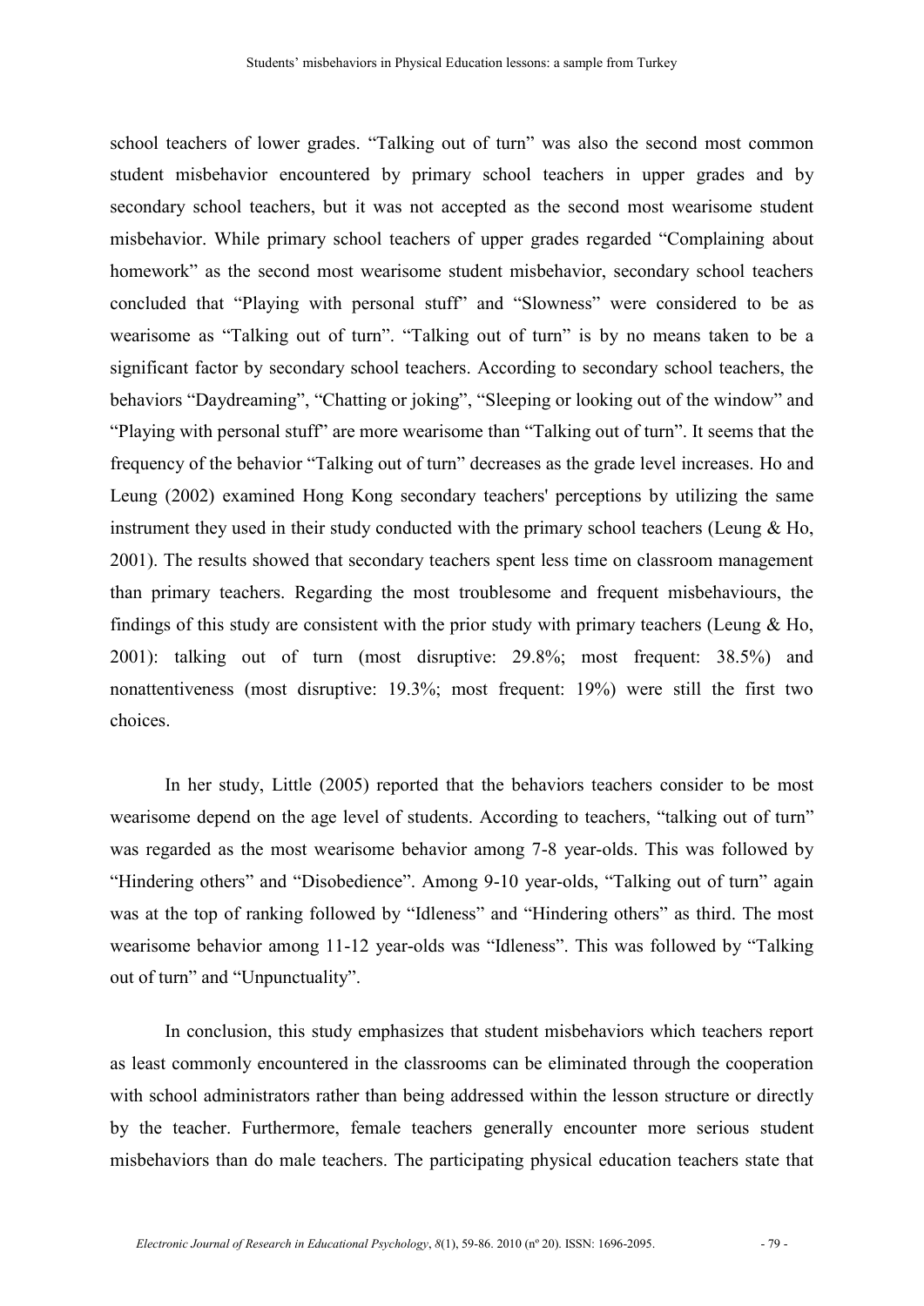school teachers of lower grades. "Talking out of turn" was also the second most common student misbehavior encountered by primary school teachers in upper grades and by secondary school teachers, but it was not accepted as the second most wearisome student misbehavior. While primary school teachers of upper grades regarded "Complaining about homework" as the second most wearisome student misbehavior, secondary school teachers concluded that "Playing with personal stuff" and "Slowness" were considered to be as wearisome as "Talking out of turn". "Talking out of turn" is by no means taken to be a significant factor by secondary school teachers. According to secondary school teachers, the behaviors "Daydreaming", "Chatting or joking", "Sleeping or looking out of the window" and "Playing with personal stuff" are more wearisome than "Talking out of turn". It seems that the frequency of the behavior "Talking out of turn" decreases as the grade level increases. Ho and Leung (2002) examined Hong Kong secondary teachers' perceptions by utilizing the same instrument they used in their study conducted with the primary school teachers (Leung & Ho, 2001). The results showed that secondary teachers spent less time on classroom management than primary teachers. Regarding the most troublesome and frequent misbehaviours, the findings of this study are consistent with the prior study with primary teachers (Leung & Ho, 2001): talking out of turn (most disruptive: 29.8%; most frequent: 38.5%) and nonattentiveness (most disruptive: 19.3%; most frequent: 19%) were still the first two choices.

In her study, Little (2005) reported that the behaviors teachers consider to be most wearisome depend on the age level of students. According to teachers, "talking out of turn" was regarded as the most wearisome behavior among 7-8 year-olds. This was followed by "Hindering others" and "Disobedience". Among 9-10 year-olds, "Talking out of turn" again was at the top of ranking followed by "Idleness" and "Hindering others" as third. The most wearisome behavior among 11-12 year-olds was "Idleness". This was followed by "Talking out of turn" and "Unpunctuality".

In conclusion, this study emphasizes that student misbehaviors which teachers report as least commonly encountered in the classrooms can be eliminated through the cooperation with school administrators rather than being addressed within the lesson structure or directly by the teacher. Furthermore, female teachers generally encounter more serious student misbehaviors than do male teachers. The participating physical education teachers state that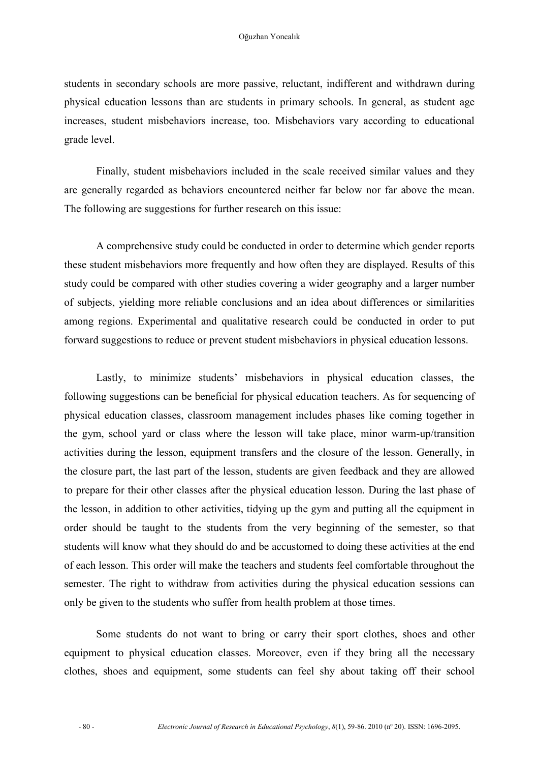students in secondary schools are more passive, reluctant, indifferent and withdrawn during physical education lessons than are students in primary schools. In general, as student age increases, student misbehaviors increase, too. Misbehaviors vary according to educational grade level.

Finally, student misbehaviors included in the scale received similar values and they are generally regarded as behaviors encountered neither far below nor far above the mean. The following are suggestions for further research on this issue:

A comprehensive study could be conducted in order to determine which gender reports these student misbehaviors more frequently and how often they are displayed. Results of this study could be compared with other studies covering a wider geography and a larger number of subjects, yielding more reliable conclusions and an idea about differences or similarities among regions. Experimental and qualitative research could be conducted in order to put forward suggestions to reduce or prevent student misbehaviors in physical education lessons.

Lastly, to minimize students' misbehaviors in physical education classes, the following suggestions can be beneficial for physical education teachers. As for sequencing of physical education classes, classroom management includes phases like coming together in the gym, school yard or class where the lesson will take place, minor warm-up/transition activities during the lesson, equipment transfers and the closure of the lesson. Generally, in the closure part, the last part of the lesson, students are given feedback and they are allowed to prepare for their other classes after the physical education lesson. During the last phase of the lesson, in addition to other activities, tidying up the gym and putting all the equipment in order should be taught to the students from the very beginning of the semester, so that students will know what they should do and be accustomed to doing these activities at the end of each lesson. This order will make the teachers and students feel comfortable throughout the semester. The right to withdraw from activities during the physical education sessions can only be given to the students who suffer from health problem at those times.

Some students do not want to bring or carry their sport clothes, shoes and other equipment to physical education classes. Moreover, even if they bring all the necessary clothes, shoes and equipment, some students can feel shy about taking off their school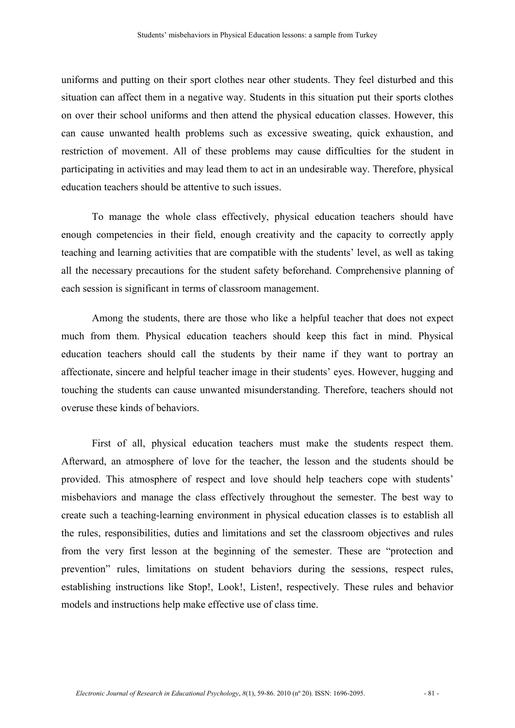uniforms and putting on their sport clothes near other students. They feel disturbed and this situation can affect them in a negative way. Students in this situation put their sports clothes on over their school uniforms and then attend the physical education classes. However, this can cause unwanted health problems such as excessive sweating, quick exhaustion, and restriction of movement. All of these problems may cause difficulties for the student in participating in activities and may lead them to act in an undesirable way. Therefore, physical education teachers should be attentive to such issues.

To manage the whole class effectively, physical education teachers should have enough competencies in their field, enough creativity and the capacity to correctly apply teaching and learning activities that are compatible with the students' level, as well as taking all the necessary precautions for the student safety beforehand. Comprehensive planning of each session is significant in terms of classroom management.

Among the students, there are those who like a helpful teacher that does not expect much from them. Physical education teachers should keep this fact in mind. Physical education teachers should call the students by their name if they want to portray an affectionate, sincere and helpful teacher image in their students' eyes. However, hugging and touching the students can cause unwanted misunderstanding. Therefore, teachers should not overuse these kinds of behaviors.

First of all, physical education teachers must make the students respect them. Afterward, an atmosphere of love for the teacher, the lesson and the students should be provided. This atmosphere of respect and love should help teachers cope with students' misbehaviors and manage the class effectively throughout the semester. The best way to create such a teaching-learning environment in physical education classes is to establish all the rules, responsibilities, duties and limitations and set the classroom objectives and rules from the very first lesson at the beginning of the semester. These are "protection and prevention" rules, limitations on student behaviors during the sessions, respect rules, establishing instructions like Stop!, Look!, Listen!, respectively. These rules and behavior models and instructions help make effective use of class time.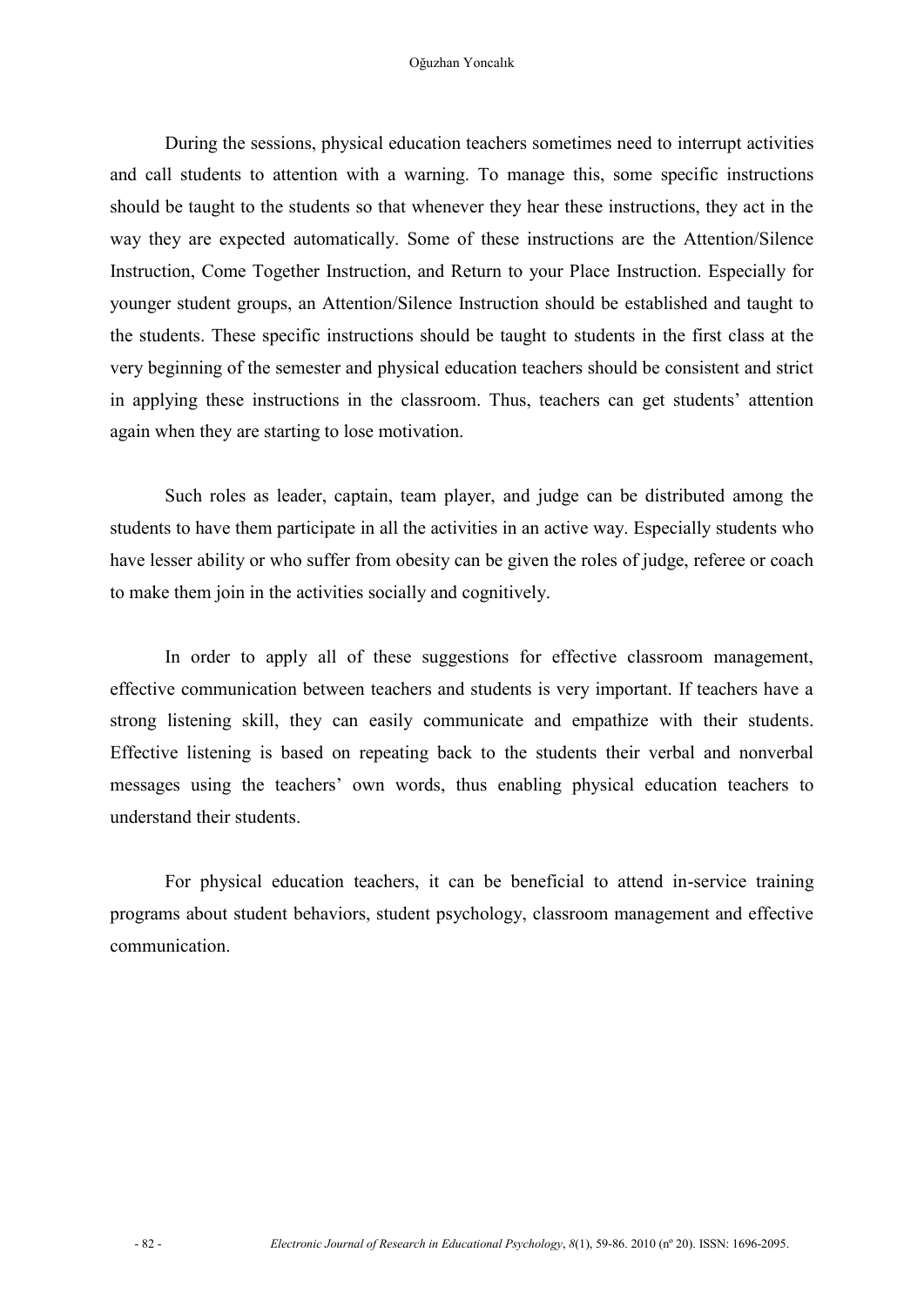During the sessions, physical education teachers sometimes need to interrupt activities and call students to attention with a warning. To manage this, some specific instructions should be taught to the students so that whenever they hear these instructions, they act in the way they are expected automatically. Some of these instructions are the Attention/Silence Instruction, Come Together Instruction, and Return to your Place Instruction. Especially for younger student groups, an Attention/Silence Instruction should be established and taught to the students. These specific instructions should be taught to students in the first class at the very beginning of the semester and physical education teachers should be consistent and strict in applying these instructions in the classroom. Thus, teachers can get students' attention again when they are starting to lose motivation.

Such roles as leader, captain, team player, and judge can be distributed among the students to have them participate in all the activities in an active way. Especially students who have lesser ability or who suffer from obesity can be given the roles of judge, referee or coach to make them join in the activities socially and cognitively.

In order to apply all of these suggestions for effective classroom management, effective communication between teachers and students is very important. If teachers have a strong listening skill, they can easily communicate and empathize with their students. Effective listening is based on repeating back to the students their verbal and nonverbal messages using the teachers' own words, thus enabling physical education teachers to understand their students.

For physical education teachers, it can be beneficial to attend in-service training programs about student behaviors, student psychology, classroom management and effective communication.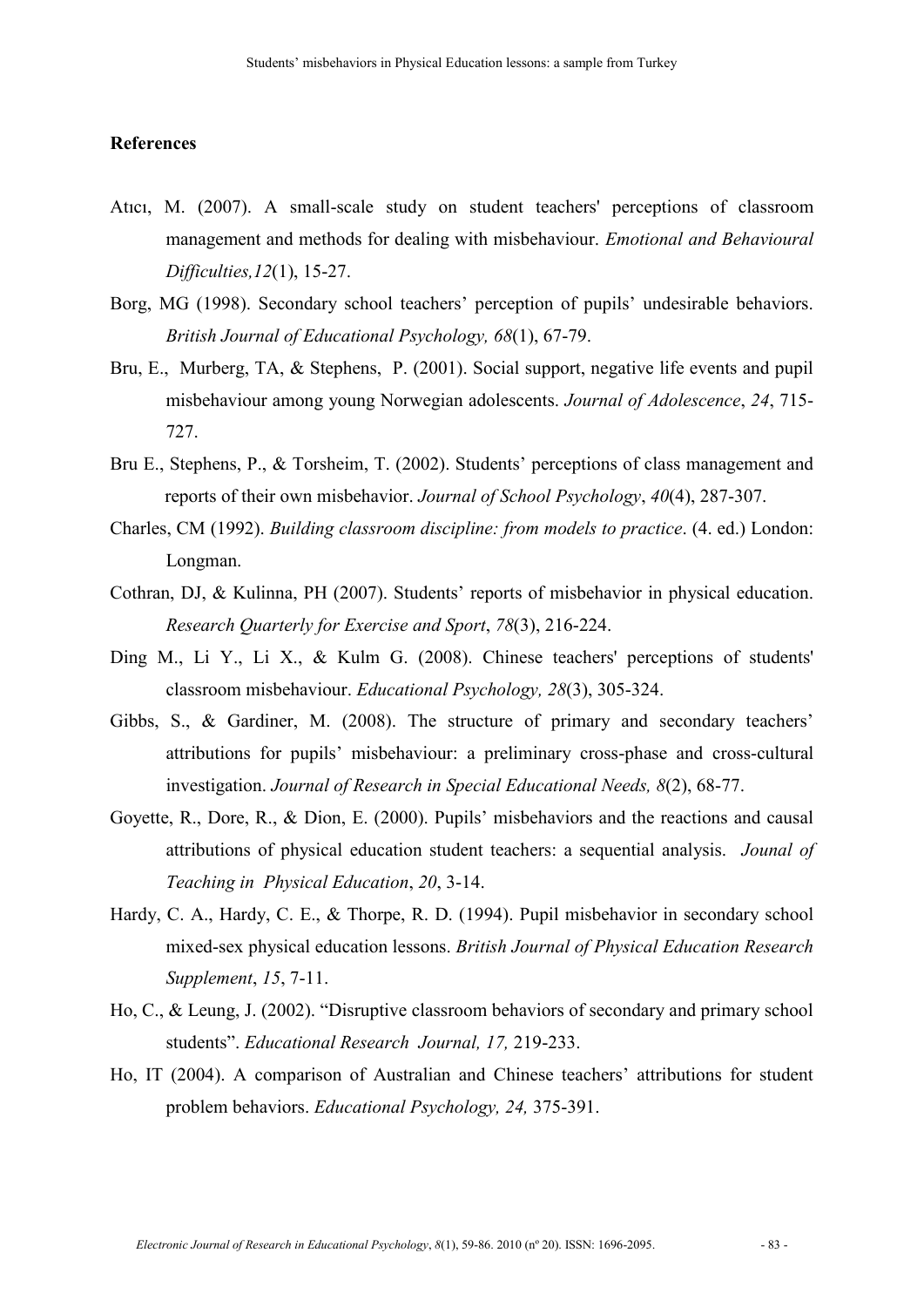**References**

Atıcı, M. (2007). A small-scale study on student teachers' perceptions of classroom management and methods for dealing with misbehaviour. *Emotional and Behavioural Difficulties,12*(1), 15-27.

Borg, MG (1998). Secondary school teachers' perception of pupils' undesirable behaviors. *British Journal of Educational Psychology, 68*(1), 67-79.

Bru, E., Murberg, TA, & Stephens, P. (2001). Social support, negative life events and pupil misbehaviour among young Norwegian adolescents. *Journal of Adolescence*, *24*, 715-727.

Bru E., Stephens, P., & Torsheim, T. (2002). Students' perceptions of class management and reports of their own misbehavior. *Journal of School Psychology*, *40*(4), 287-307.

Charles, CM (1992). *Building classroom discipline: from models to practice*. (4. ed.) London: Longman.

Cothran, DJ, & Kulinna, PH (2007). Students' reports of misbehavior in physical education. *Research Quarterly for Exercise and Sport*, *78*(3), 216-224.

Ding M., Li Y., Li X., & Kulm G. (2008). Chinese teachers' perceptions of students' classroom misbehaviour. *Educational Psychology, 28*(3), 305-324.

Gibbs, S., & Gardiner, M. (2008). The structure of primary and secondary teachers' attributions for pupils' misbehaviour: a preliminary cross-phase and cross-cultural investigation. *Journal of Research in Special Educational Needs, 8*(2), 68-77.

Goyette, R., Dore, R., & Dion, E. (2000). Pupils' misbehaviors and the reactions and causal attributions of physical education student teachers: a sequential analysis. *Jounal of Teaching in Physical Education*, *20*, 3-14.

Hardy, C. A., Hardy, C. E., & Thorpe, R. D. (1994). Pupil misbehavior in secondary school mixed-sex physical education lessons. *British Journal of Physical Education Research Supplement*, *15*, 7-11.

Ho, C., & Leung, J. (2002). "Disruptive classroom behaviors of secondary and primary school students". *Educational Research Journal, 17,* 219-233.

Ho, IT (2004). A comparison of Australian and Chinese teachers' attributions for student problem behaviors. *Educational Psychology, 24,* 375-391.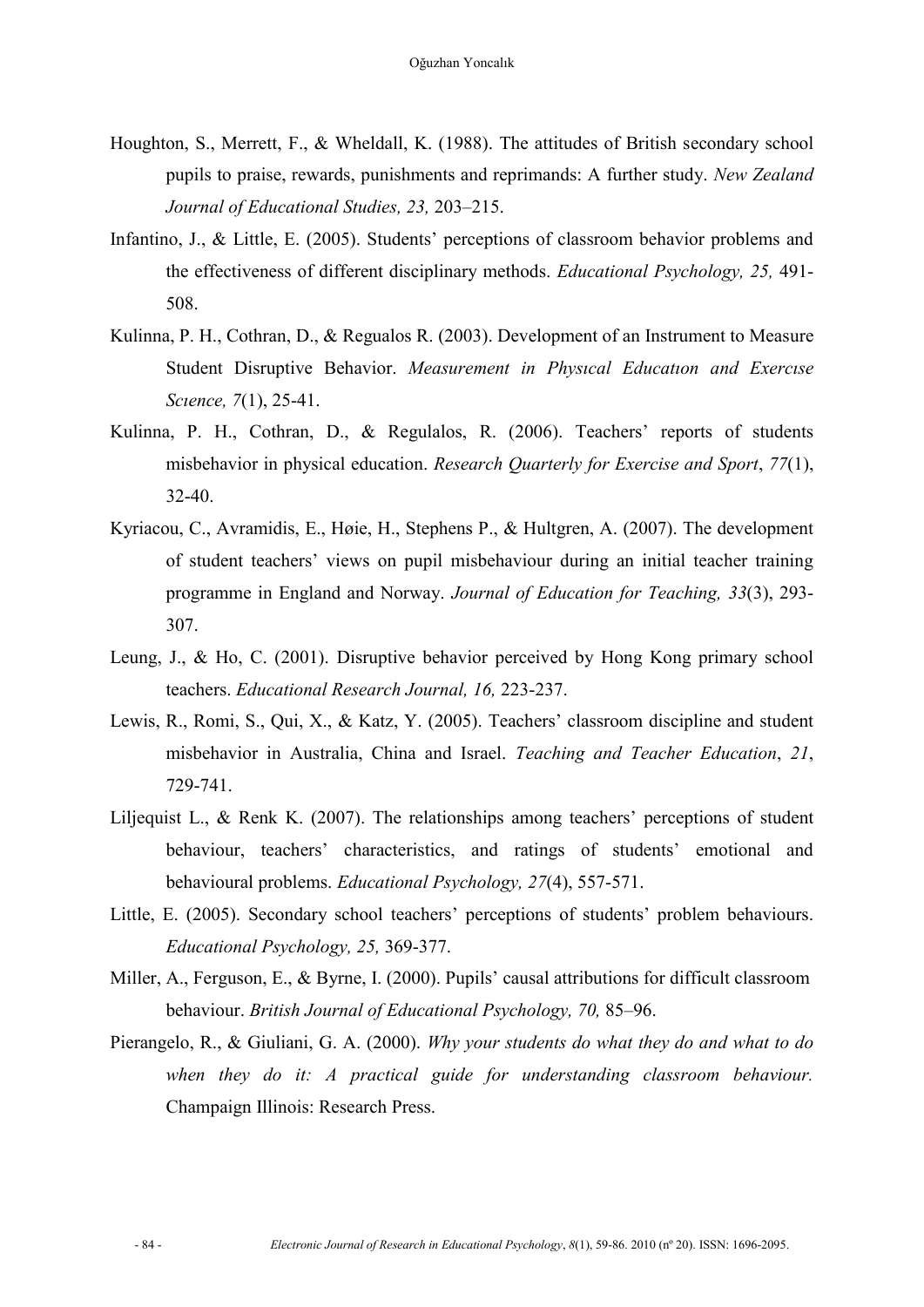Houghton, S., Merrett, F., & Wheldall, K. (1988). The attitudes of British secondary school pupils to praise, rewards, punishments and reprimands: A further study. *New Zealand Journal of Educational Studies, 23,* 203–215.

Infantino, J., & Little, E. (2005). Students' perceptions of classroom behavior problems and the effectiveness of different disciplinary methods. *Educational Psychology, 25,* 491-508.

Kulinna, P. H., Cothran, D., & Regualos R. (2003). Development of an Instrument to Measure Student Disruptive Behavior. *Measurement in Physıcal Educatıon and Exercıse Scıence, 7*(1), 25-41.

Kulinna, P. H., Cothran, D., & Regulalos, R. (2006). Teachers' reports of students misbehavior in physical education. *Research Quarterly for Exercise and Sport*, *77*(1), 32-40.

Kyriacou, C., Avramidis, E., Høie, H., Stephens P., & Hultgren, A. (2007). The development of student teachers' views on pupil misbehaviour during an initial teacher training programme in England and Norway. *Journal of Education for Teaching, 33*(3), 293-307.

Leung, J., & Ho, C. (2001). Disruptive behavior perceived by Hong Kong primary school teachers. *Educational Research Journal, 16,* 223-237.

Lewis, R., Romi, S., Qui, X., & Katz, Y. (2005). Teachers' classroom discipline and student misbehavior in Australia, China and Israel. *Teaching and Teacher Education*, *21*, 729-741.

Liljequist L., & Renk K. (2007). The relationships among teachers' perceptions of student behaviour, teachers' characteristics, and ratings of students' emotional and behavioural problems. *Educational Psychology, 27*(4), 557-571.

Little, E. (2005). Secondary school teachers' perceptions of students' problem behaviours. *Educational Psychology, 25,* 369-377.

Miller, A., Ferguson, E., & Byrne, I. (2000). Pupils' causal attributions for difficult classroom behaviour. *British Journal of Educational Psychology, 70,* 85–96.

Pierangelo, R., & Giuliani, G. A. (2000). *Why your students do what they do and what to do when they do it: A practical guide for understanding classroom behaviour.* Champaign Illinois: Research Press.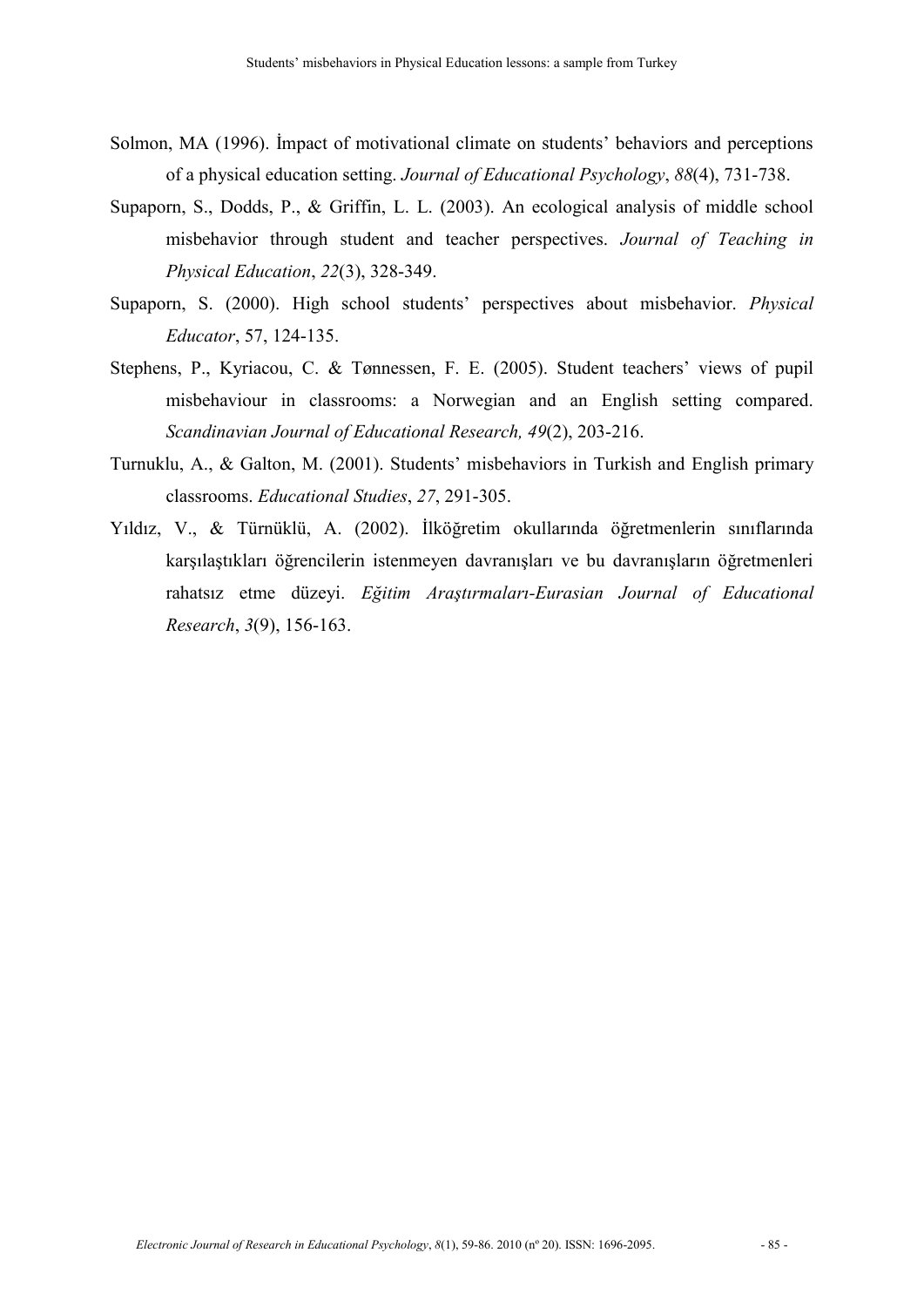Solmon, MA (1996). İmpact of motivational climate on students' behaviors and perceptions of a physical education setting. *Journal of Educational Psychology*, *88*(4), 731-738.

Supaporn, S., Dodds, P., & Griffin, L. L. (2003). An ecological analysis of middle school misbehavior through student and teacher perspectives. *Journal of Teaching in Physical Education*, *22*(3), 328-349.

Supaporn, S. (2000). High school students' perspectives about misbehavior. *Physical Educator*, 57, 124-135.

Stephens, P., Kyriacou, C. & Tønnessen, F. E. (2005). Student teachers' views of pupil misbehaviour in classrooms: a Norwegian and an English setting compared. *Scandinavian Journal of Educational Research, 49*(2), 203-216.

Turnuklu, A., & Galton, M. (2001). Students' misbehaviors in Turkish and English primary classrooms. *Educational Studies*, *27*, 291-305.

Yıldız, V., & Türnüklü, A. (2002). İlköğretim okullarında öğretmenlerin sınıflarında karşılaştıkları öğrencilerin istenmeyen davranışları ve bu davranışların öğretmenleri rahatsız etme düzeyi. *Eğitim Araştırmaları-Eurasian Journal of Educational Research*, *3*(9), 156-163.